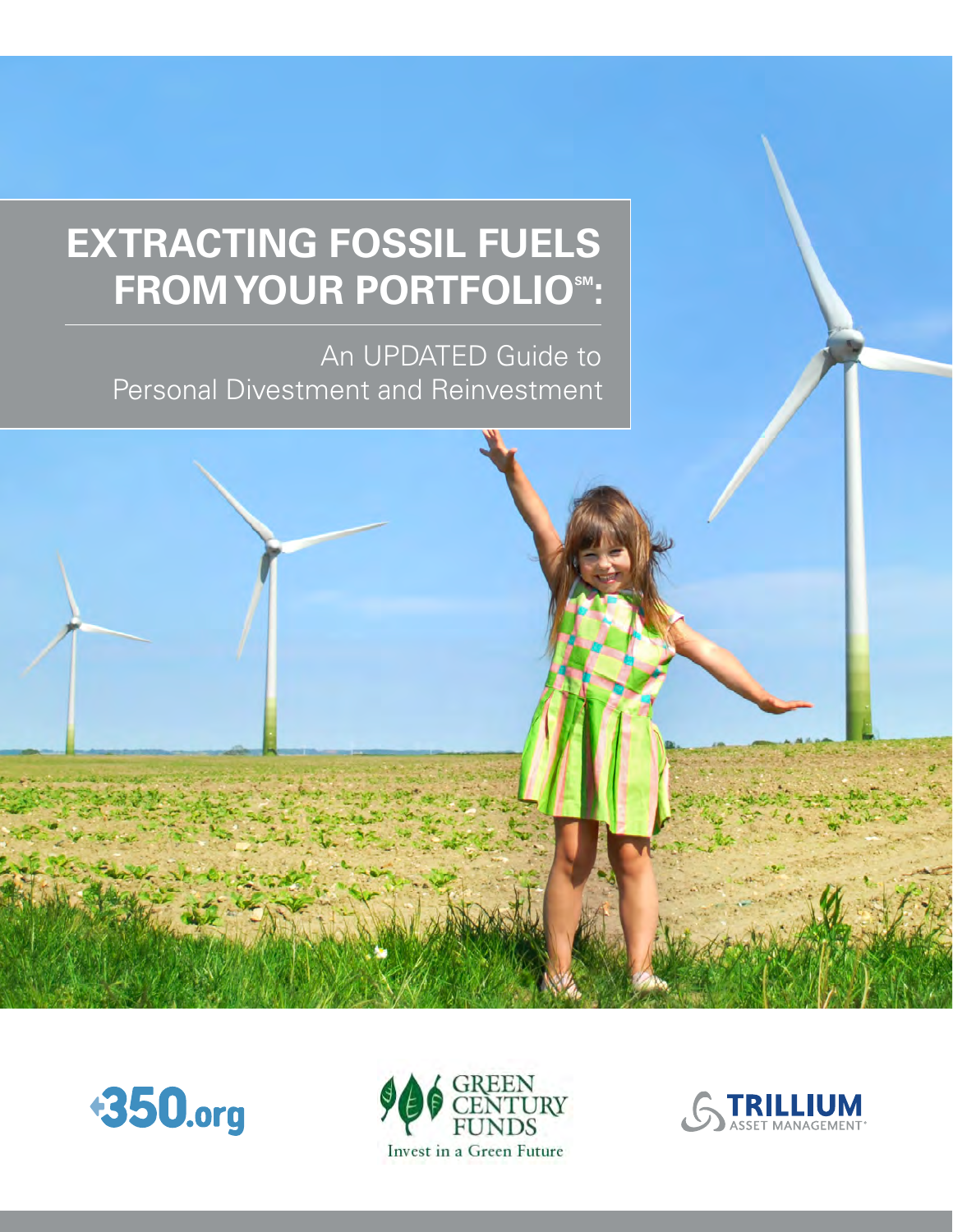# EXTRACTING FOSSIL FUELS FROM YOUR PORTFOLIO℠:

An UPDATED Guide to Personal Divestment and Reinvestment

350.org

GREEN CENTURY FUNDS
Invest in a Green Future

TRILLIUM ASSET MANAGEMENT®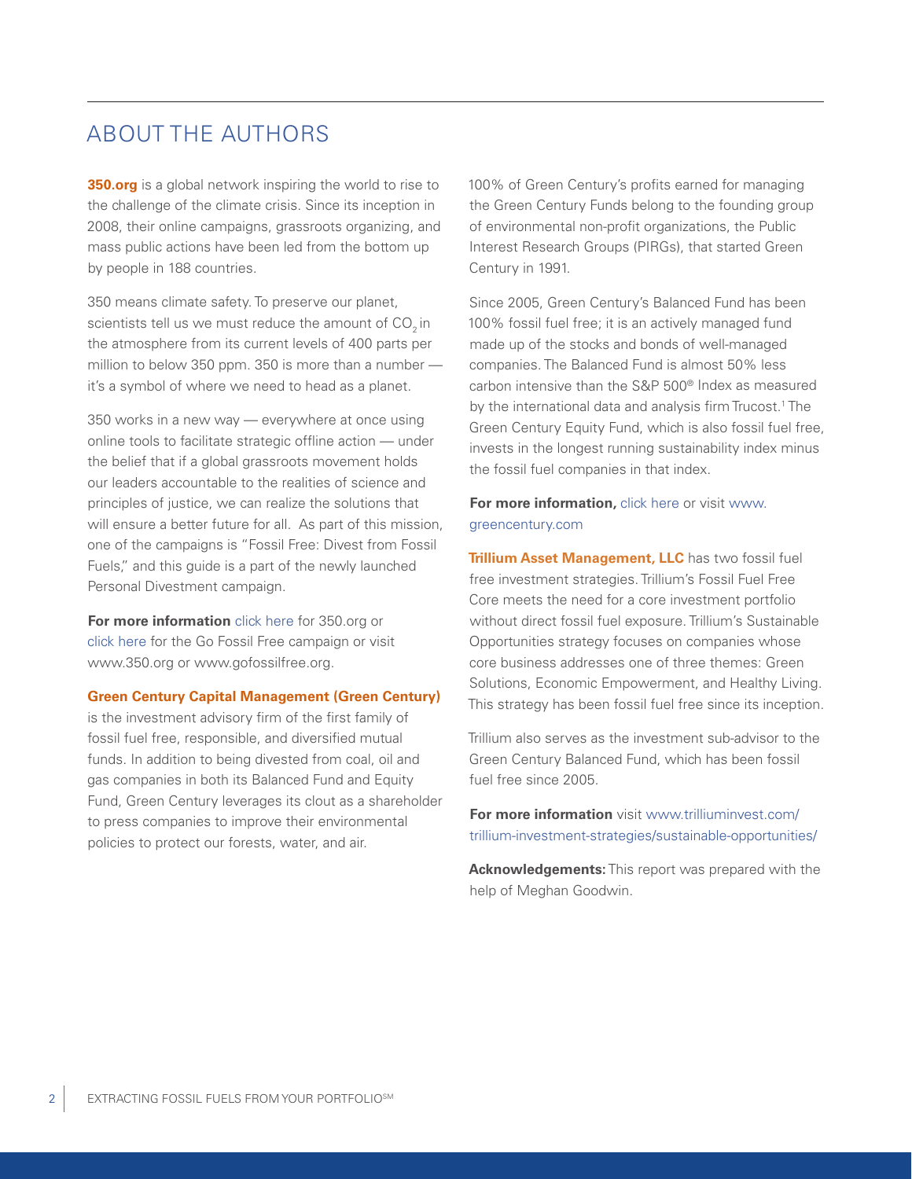## ABOUT THE AUTHORS

**350.org** is a global network inspiring the world to rise to the challenge of the climate crisis. Since its inception in 2008, their online campaigns, grassroots organizing, and mass public actions have been led from the bottom up by people in 188 countries.

350 means climate safety. To preserve our planet, scientists tell us we must reduce the amount of $CO_2$ in the atmosphere from its current levels of 400 parts per million to below 350 ppm. 350 is more than a number — it's a symbol of where we need to head as a planet.

350 works in a new way — everywhere at once using online tools to facilitate strategic offline action — under the belief that if a global grassroots movement holds our leaders accountable to the realities of science and principles of justice, we can realize the solutions that will ensure a better future for all. As part of this mission, one of the campaigns is "Fossil Free: Divest from Fossil Fuels," and this guide is a part of the newly launched Personal Divestment campaign.

**For more information** click here for 350.org or click here for the Go Fossil Free campaign or visit www.350.org or www.gofossilfree.org.

**Green Century Capital Management (Green Century)** is the investment advisory firm of the first family of fossil fuel free, responsible, and diversified mutual funds. In addition to being divested from coal, oil and gas companies in both its Balanced Fund and Equity Fund, Green Century leverages its clout as a shareholder to press companies to improve their environmental policies to protect our forests, water, and air.

100% of Green Century's profits earned for managing the Green Century Funds belong to the founding group of environmental non-profit organizations, the Public Interest Research Groups (PIRGs), that started Green Century in 1991.

Since 2005, Green Century's Balanced Fund has been 100% fossil fuel free; it is an actively managed fund made up of the stocks and bonds of well-managed companies. The Balanced Fund is almost 50% less carbon intensive than the S&P 500® Index as measured by the international data and analysis firm Trucost.[1] The Green Century Equity Fund, which is also fossil fuel free, invests in the longest running sustainability index minus the fossil fuel companies in that index.

**For more information,** click here or visit www.greencentury.com

**Trillium Asset Management, LLC** has two fossil fuel free investment strategies. Trillium's Fossil Fuel Free Core meets the need for a core investment portfolio without direct fossil fuel exposure. Trillium's Sustainable Opportunities strategy focuses on companies whose core business addresses one of three themes: Green Solutions, Economic Empowerment, and Healthy Living. This strategy has been fossil fuel free since its inception.

Trillium also serves as the investment sub-advisor to the Green Century Balanced Fund, which has been fossil fuel free since 2005.

**For more information** visit www.trilliuminvest.com/trillium-investment-strategies/sustainable-opportunities/

**Acknowledgements:** This report was prepared with the help of Meghan Goodwin.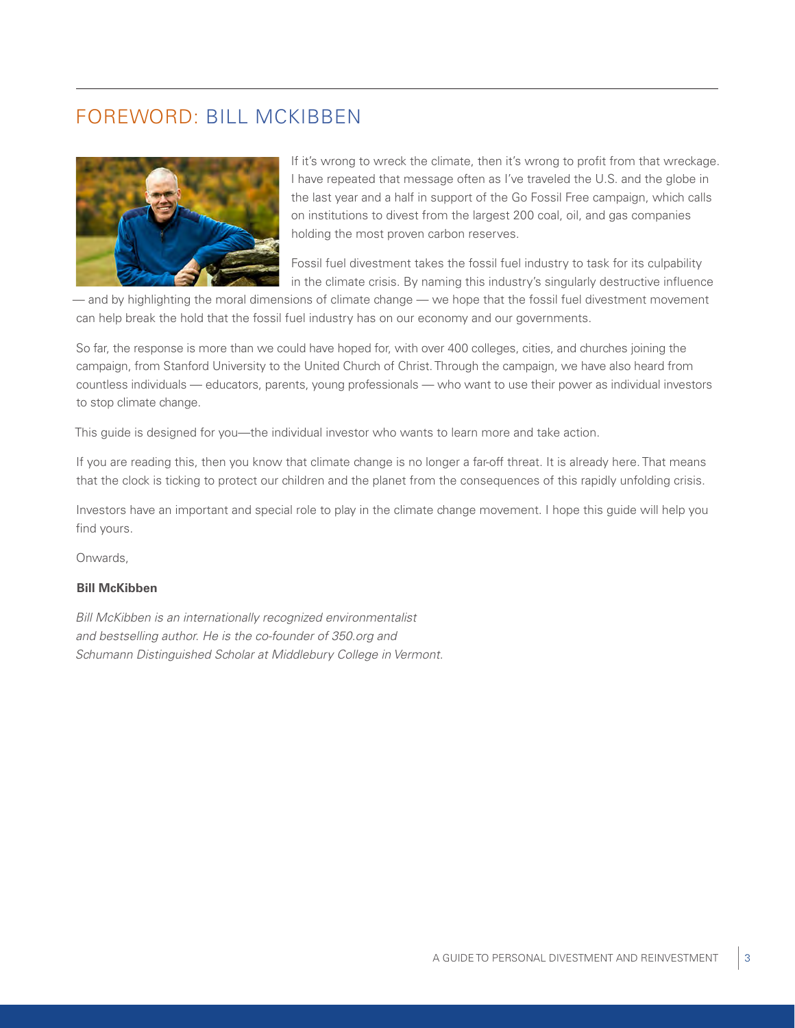# FOREWORD: BILL MCKIBBEN

If it's wrong to wreck the climate, then it's wrong to profit from that wreckage. I have repeated that message often as I've traveled the U.S. and the globe in the last year and a half in support of the Go Fossil Free campaign, which calls on institutions to divest from the largest 200 coal, oil, and gas companies holding the most proven carbon reserves.

Fossil fuel divestment takes the fossil fuel industry to task for its culpability in the climate crisis. By naming this industry's singularly destructive influence — and by highlighting the moral dimensions of climate change — we hope that the fossil fuel divestment movement can help break the hold that the fossil fuel industry has on our economy and our governments.

So far, the response is more than we could have hoped for, with over 400 colleges, cities, and churches joining the campaign, from Stanford University to the United Church of Christ. Through the campaign, we have also heard from countless individuals — educators, parents, young professionals — who want to use their power as individual investors to stop climate change.

This guide is designed for you—the individual investor who wants to learn more and take action.

If you are reading this, then you know that climate change is no longer a far-off threat. It is already here. That means that the clock is ticking to protect our children and the planet from the consequences of this rapidly unfolding crisis.

Investors have an important and special role to play in the climate change movement. I hope this guide will help you find yours.

Onwards,

**Bill McKibben**

*Bill McKibben is an internationally recognized environmentalist and bestselling author. He is the co-founder of 350.org and Schumann Distinguished Scholar at Middlebury College in Vermont.*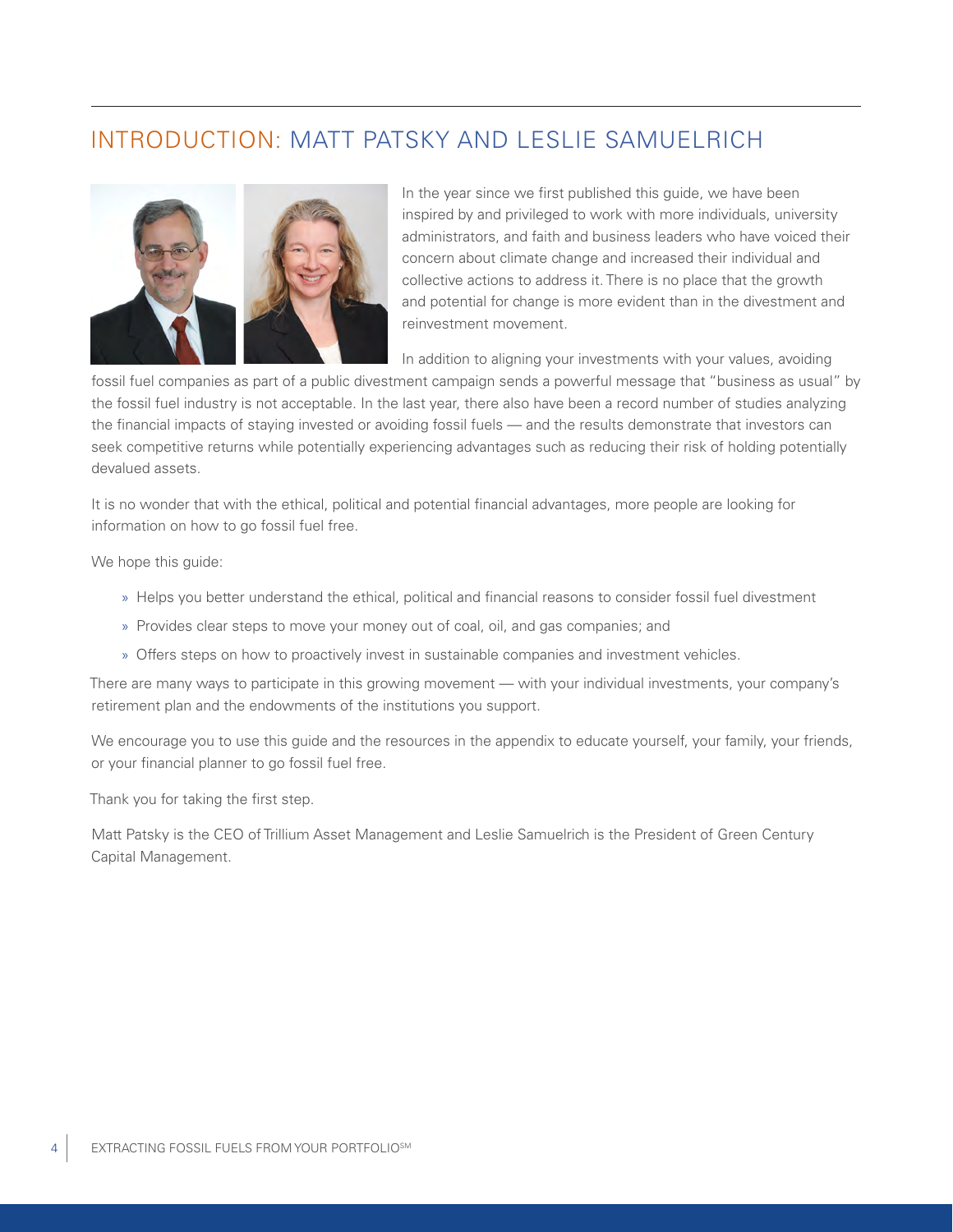## INTRODUCTION: MATT PATSKY AND LESLIE SAMUELRICH

In the year since we first published this guide, we have been inspired by and privileged to work with more individuals, university administrators, and faith and business leaders who have voiced their concern about climate change and increased their individual and collective actions to address it. There is no place that the growth and potential for change is more evident than in the divestment and reinvestment movement.

In addition to aligning your investments with your values, avoiding fossil fuel companies as part of a public divestment campaign sends a powerful message that "business as usual" by the fossil fuel industry is not acceptable. In the last year, there also have been a record number of studies analyzing the financial impacts of staying invested or avoiding fossil fuels — and the results demonstrate that investors can seek competitive returns while potentially experiencing advantages such as reducing their risk of holding potentially devalued assets.

It is no wonder that with the ethical, political and potential financial advantages, more people are looking for information on how to go fossil fuel free.

We hope this guide:

- Helps you better understand the ethical, political and financial reasons to consider fossil fuel divestment
- Provides clear steps to move your money out of coal, oil, and gas companies; and
- Offers steps on how to proactively invest in sustainable companies and investment vehicles.

There are many ways to participate in this growing movement — with your individual investments, your company's retirement plan and the endowments of the institutions you support.

We encourage you to use this guide and the resources in the appendix to educate yourself, your family, your friends, or your financial planner to go fossil fuel free.

Thank you for taking the first step.

Matt Patsky is the CEO of Trillium Asset Management and Leslie Samuelrich is the President of Green Century Capital Management.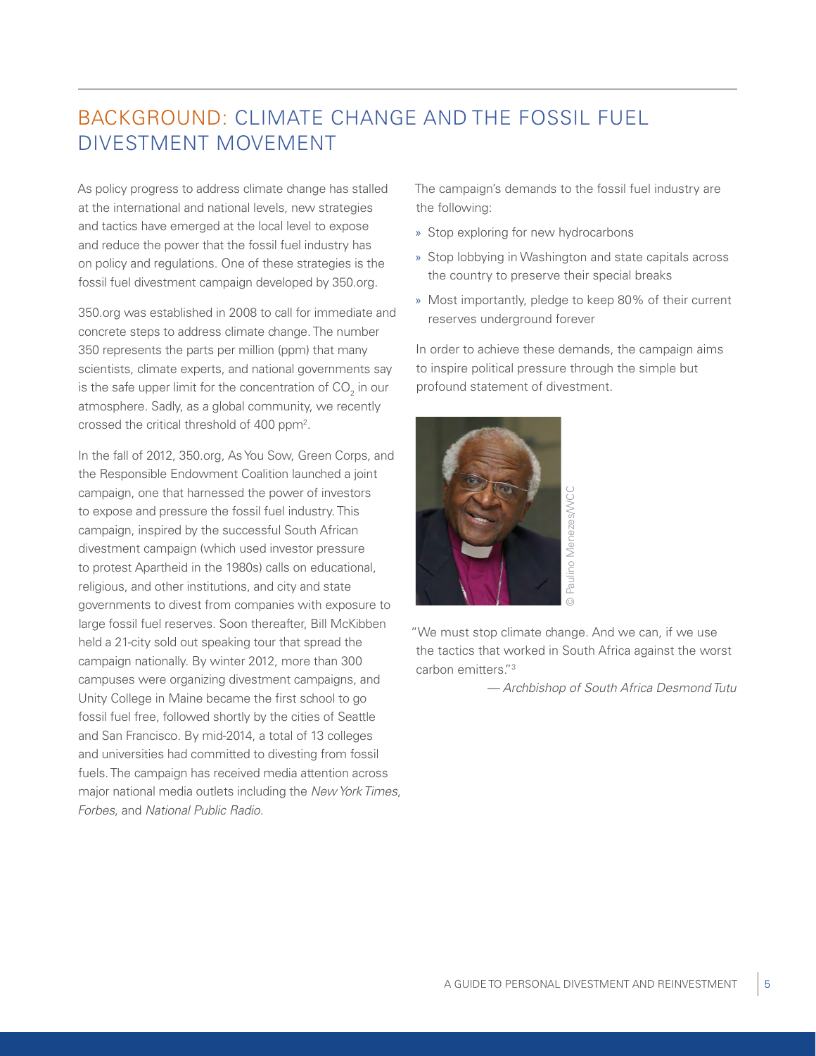## BACKGROUND: CLIMATE CHANGE AND THE FOSSIL FUEL DIVESTMENT MOVEMENT

As policy progress to address climate change has stalled at the international and national levels, new strategies and tactics have emerged at the local level to expose and reduce the power that the fossil fuel industry has on policy and regulations. One of these strategies is the fossil fuel divestment campaign developed by 350.org.

350.org was established in 2008 to call for immediate and concrete steps to address climate change. The number 350 represents the parts per million (ppm) that many scientists, climate experts, and national governments say is the safe upper limit for the concentration of $CO_2$ in our atmosphere. Sadly, as a global community, we recently crossed the critical threshold of 400 ppm[2].

In the fall of 2012, 350.org, As You Sow, Green Corps, and the Responsible Endowment Coalition launched a joint campaign, one that harnessed the power of investors to expose and pressure the fossil fuel industry. This campaign, inspired by the successful South African divestment campaign (which used investor pressure to protest Apartheid in the 1980s) calls on educational, religious, and other institutions, and city and state governments to divest from companies with exposure to large fossil fuel reserves. Soon thereafter, Bill McKibben held a 21-city sold out speaking tour that spread the campaign nationally. By winter 2012, more than 300 campuses were organizing divestment campaigns, and Unity College in Maine became the first school to go fossil fuel free, followed shortly by the cities of Seattle and San Francisco. By mid-2014, a total of 13 colleges and universities had committed to divesting from fossil fuels. The campaign has received media attention across major national media outlets including the *New York Times*, *Forbes*, and *National Public Radio*.

The campaign's demands to the fossil fuel industry are the following:

- Stop exploring for new hydrocarbons
- Stop lobbying in Washington and state capitals across the country to preserve their special breaks
- Most importantly, pledge to keep 80% of their current reserves underground forever

In order to achieve these demands, the campaign aims to inspire political pressure through the simple but profound statement of divestment.

© Paulino Menezes/WCC

"We must stop climate change. And we can, if we use the tactics that worked in South Africa against the worst carbon emitters."[3]

— *Archbishop of South Africa Desmond Tutu*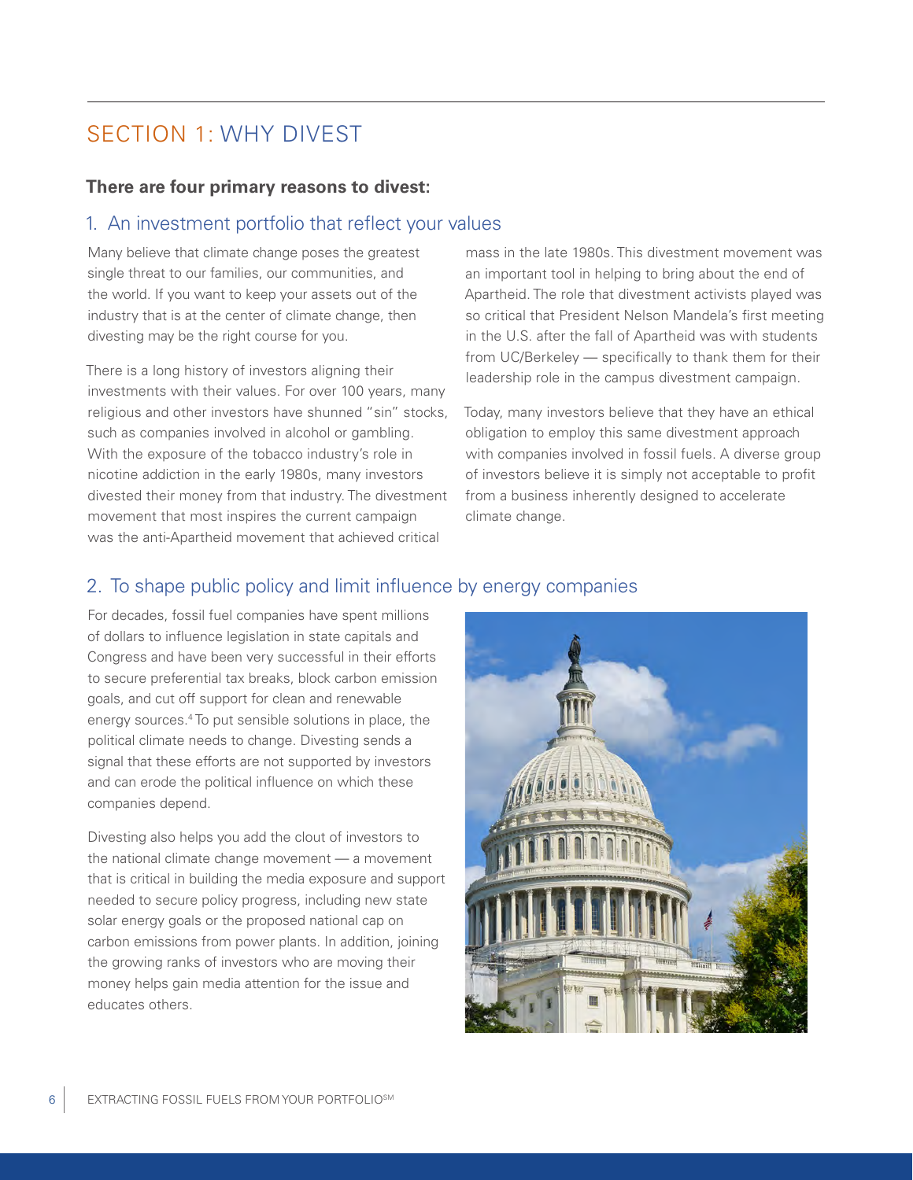# SECTION 1: WHY DIVEST

**There are four primary reasons to divest:**

## 1. An investment portfolio that reflect your values

Many believe that climate change poses the greatest single threat to our families, our communities, and the world. If you want to keep your assets out of the industry that is at the center of climate change, then divesting may be the right course for you.

There is a long history of investors aligning their investments with their values. For over 100 years, many religious and other investors have shunned "sin" stocks, such as companies involved in alcohol or gambling. With the exposure of the tobacco industry's role in nicotine addiction in the early 1980s, many investors divested their money from that industry. The divestment movement that most inspires the current campaign was the anti-Apartheid movement that achieved critical mass in the late 1980s. This divestment movement was an important tool in helping to bring about the end of Apartheid. The role that divestment activists played was so critical that President Nelson Mandela's first meeting in the U.S. after the fall of Apartheid was with students from UC/Berkeley — specifically to thank them for their leadership role in the campus divestment campaign.

Today, many investors believe that they have an ethical obligation to employ this same divestment approach with companies involved in fossil fuels. A diverse group of investors believe it is simply not acceptable to profit from a business inherently designed to accelerate climate change.

## 2. To shape public policy and limit influence by energy companies

For decades, fossil fuel companies have spent millions of dollars to influence legislation in state capitals and Congress and have been very successful in their efforts to secure preferential tax breaks, block carbon emission goals, and cut off support for clean and renewable energy sources.[4] To put sensible solutions in place, the political climate needs to change. Divesting sends a signal that these efforts are not supported by investors and can erode the political influence on which these companies depend.

Divesting also helps you add the clout of investors to the national climate change movement — a movement that is critical in building the media exposure and support needed to secure policy progress, including new state solar energy goals or the proposed national cap on carbon emissions from power plants. In addition, joining the growing ranks of investors who are moving their money helps gain media attention for the issue and educates others.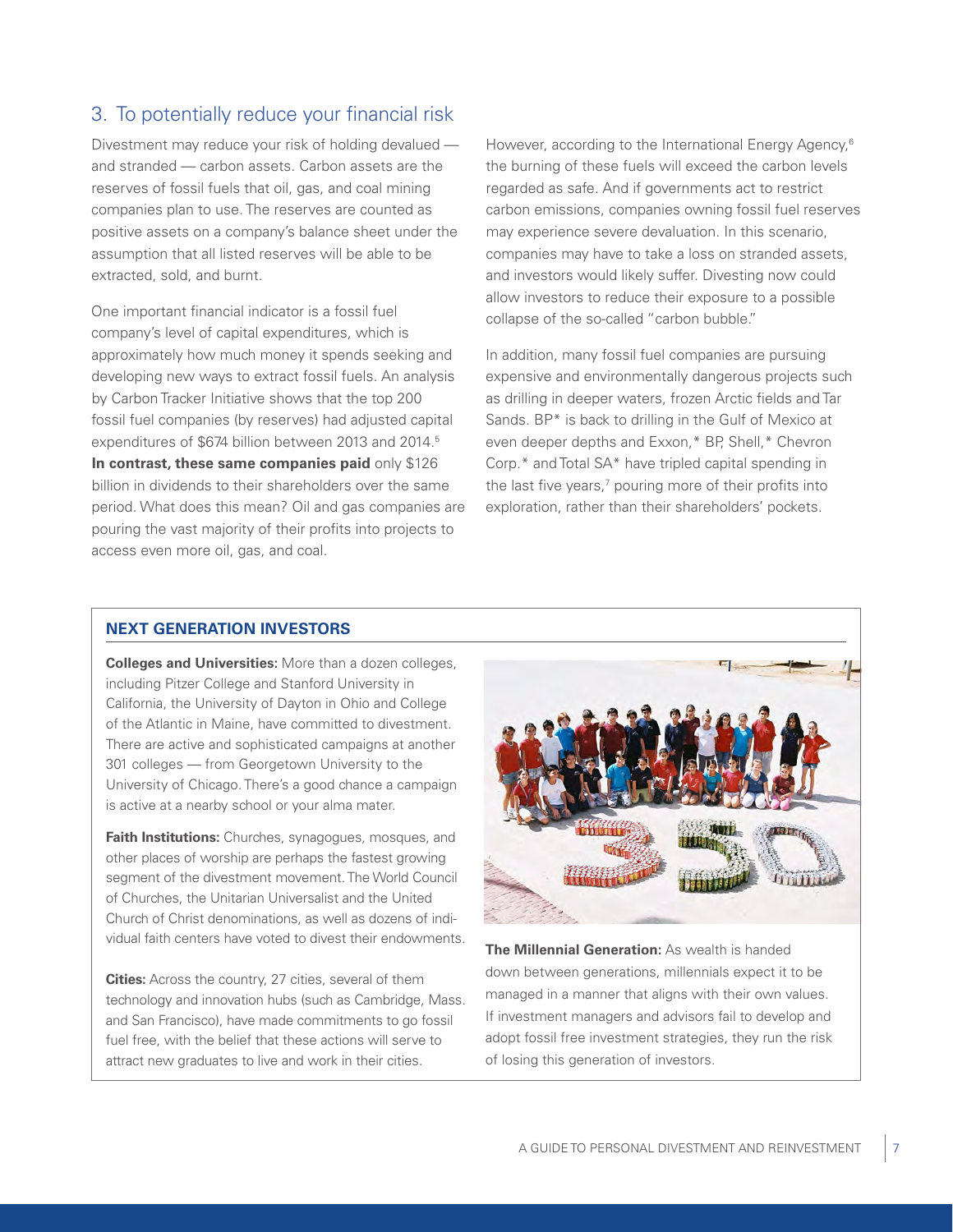## 3. To potentially reduce your financial risk

Divestment may reduce your risk of holding devalued — and stranded — carbon assets. Carbon assets are the reserves of fossil fuels that oil, gas, and coal mining companies plan to use. The reserves are counted as positive assets on a company's balance sheet under the assumption that all listed reserves will be able to be extracted, sold, and burnt.

One important financial indicator is a fossil fuel company's level of capital expenditures, which is approximately how much money it spends seeking and developing new ways to extract fossil fuels. An analysis by Carbon Tracker Initiative shows that the top 200 fossil fuel companies (by reserves) had adjusted capital expenditures of $674 billion between 2013 and 2014.[5] **In contrast, these same companies paid** only $126 billion in dividends to their shareholders over the same period. What does this mean? Oil and gas companies are pouring the vast majority of their profits into projects to access even more oil, gas, and coal.

However, according to the International Energy Agency,[6] the burning of these fuels will exceed the carbon levels regarded as safe. And if governments act to restrict carbon emissions, companies owning fossil fuel reserves may experience severe devaluation. In this scenario, companies may have to take a loss on stranded assets, and investors would likely suffer. Divesting now could allow investors to reduce their exposure to a possible collapse of the so-called "carbon bubble."

In addition, many fossil fuel companies are pursuing expensive and environmentally dangerous projects such as drilling in deeper waters, frozen Arctic fields and Tar Sands. BP* is back to drilling in the Gulf of Mexico at even deeper depths and Exxon,* BP, Shell,* Chevron Corp.* and Total SA* have tripled capital spending in the last five years,[7] pouring more of their profits into exploration, rather than their shareholders' pockets.

### NEXT GENERATION INVESTORS

**Colleges and Universities:** More than a dozen colleges, including Pitzer College and Stanford University in California, the University of Dayton in Ohio and College of the Atlantic in Maine, have committed to divestment. There are active and sophisticated campaigns at another 301 colleges — from Georgetown University to the University of Chicago. There's a good chance a campaign is active at a nearby school or your alma mater.

**Faith Institutions:** Churches, synagogues, mosques, and other places of worship are perhaps the fastest growing segment of the divestment movement. The World Council of Churches, the Unitarian Universalist and the United Church of Christ denominations, as well as dozens of individual faith centers have voted to divest their endowments.

**Cities:** Across the country, 27 cities, several of them technology and innovation hubs (such as Cambridge, Mass. and San Francisco), have made commitments to go fossil fuel free, with the belief that these actions will serve to attract new graduates to live and work in their cities.

**The Millennial Generation:** As wealth is handed down between generations, millennials expect it to be managed in a manner that aligns with their own values. If investment managers and advisors fail to develop and adopt fossil free investment strategies, they run the risk of losing this generation of investors.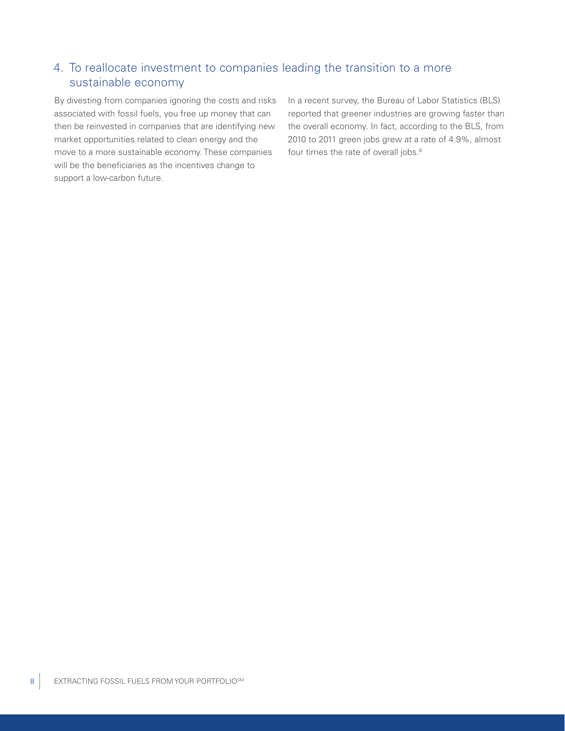## 4. To reallocate investment to companies leading the transition to a more sustainable economy

By divesting from companies ignoring the costs and risks associated with fossil fuels, you free up money that can then be reinvested in companies that are identifying new market opportunities related to clean energy and the move to a more sustainable economy. These companies will be the beneficiaries as the incentives change to support a low-carbon future.

In a recent survey, the Bureau of Labor Statistics (BLS) reported that greener industries are growing faster than the overall economy. In fact, according to the BLS, from 2010 to 2011 green jobs grew at a rate of 4.9%, almost four times the rate of overall jobs.[8]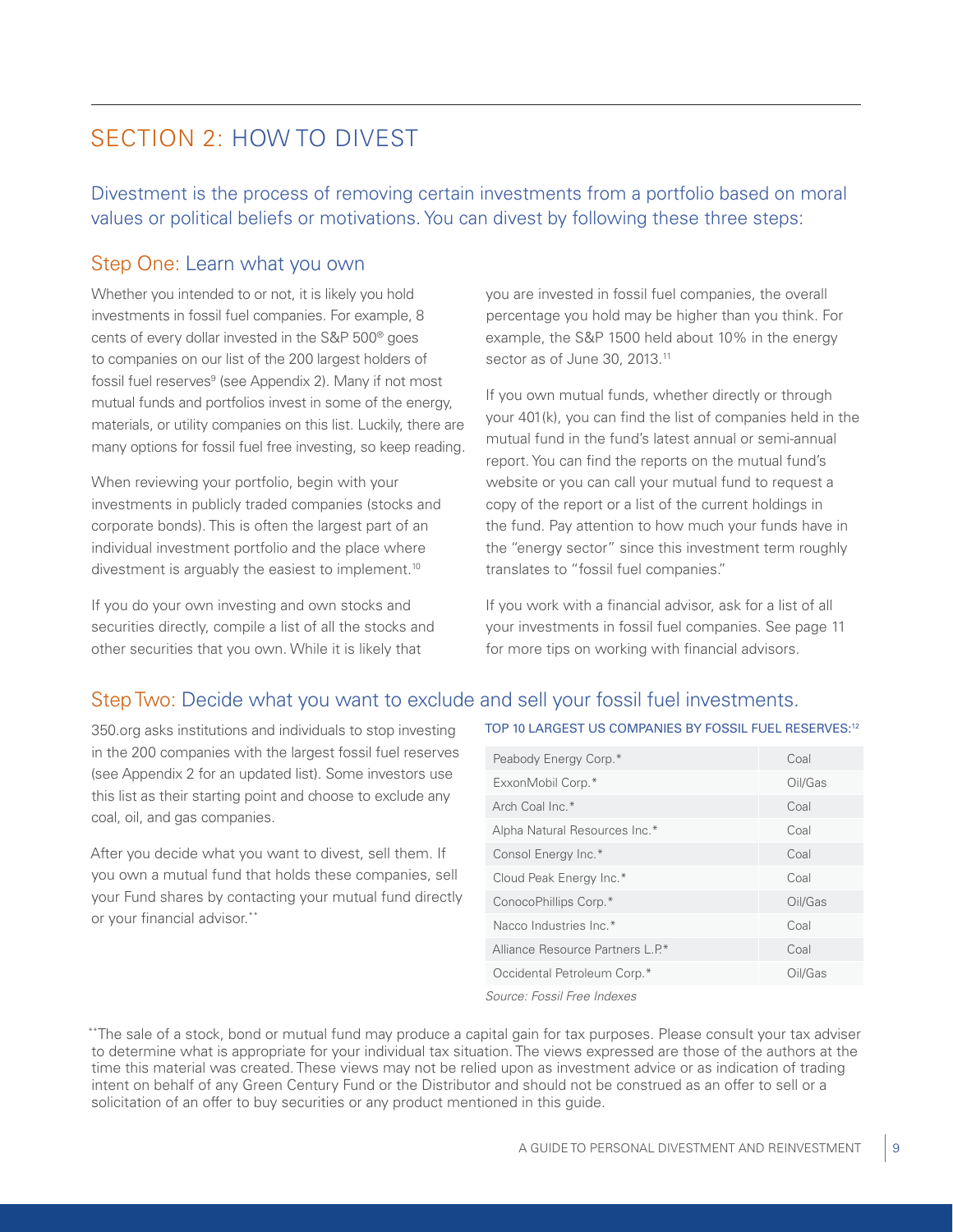## SECTION 2: HOW TO DIVEST

Divestment is the process of removing certain investments from a portfolio based on moral values or political beliefs or motivations. You can divest by following these three steps:

### Step One: Learn what you own

Whether you intended to or not, it is likely you hold investments in fossil fuel companies. For example, 8 cents of every dollar invested in the S&P 500® goes to companies on our list of the 200 largest holders of fossil fuel reserves[9] (see Appendix 2). Many if not most mutual funds and portfolios invest in some of the energy, materials, or utility companies on this list. Luckily, there are many options for fossil fuel free investing, so keep reading.

When reviewing your portfolio, begin with your investments in publicly traded companies (stocks and corporate bonds). This is often the largest part of an individual investment portfolio and the place where divestment is arguably the easiest to implement.[10]

If you do your own investing and own stocks and securities directly, compile a list of all the stocks and other securities that you own. While it is likely that you are invested in fossil fuel companies, the overall percentage you hold may be higher than you think. For example, the S&P 1500 held about 10% in the energy sector as of June 30, 2013.[11]

If you own mutual funds, whether directly or through your 401(k), you can find the list of companies held in the mutual fund in the fund's latest annual or semi-annual report. You can find the reports on the mutual fund's website or you can call your mutual fund to request a copy of the report or a list of the current holdings in the fund. Pay attention to how much your funds have in the "energy sector" since this investment term roughly translates to "fossil fuel companies."

If you work with a financial advisor, ask for a list of all your investments in fossil fuel companies. See page 11 for more tips on working with financial advisors.

### Step Two: Decide what you want to exclude and sell your fossil fuel investments.

350.org asks institutions and individuals to stop investing in the 200 companies with the largest fossil fuel reserves (see Appendix 2 for an updated list). Some investors use this list as their starting point and choose to exclude any coal, oil, and gas companies.

After you decide what you want to divest, sell them. If you own a mutual fund that holds these companies, sell your Fund shares by contacting your mutual fund directly or your financial advisor.**

TOP 10 LARGEST US COMPANIES BY FOSSIL FUEL RESERVES:[12]

| Company | Type |
|---|---|
| Peabody Energy Corp.* | Coal |
| ExxonMobil Corp.* | Oil/Gas |
| Arch Coal Inc.* | Coal |
| Alpha Natural Resources Inc.* | Coal |
| Consol Energy Inc.* | Coal |
| Cloud Peak Energy Inc.* | Coal |
| ConocoPhillips Corp.* | Oil/Gas |
| Nacco Industries Inc.* | Coal |
| Alliance Resource Partners L.P.* | Coal |
| Occidental Petroleum Corp.* | Oil/Gas |

*Source: Fossil Free Indexes*

**The sale of a stock, bond or mutual fund may produce a capital gain for tax purposes. Please consult your tax adviser to determine what is appropriate for your individual tax situation. The views expressed are those of the authors at the time this material was created. These views may not be relied upon as investment advice or as indication of trading intent on behalf of any Green Century Fund or the Distributor and should not be construed as an offer to sell or a solicitation of an offer to buy securities or any product mentioned in this guide.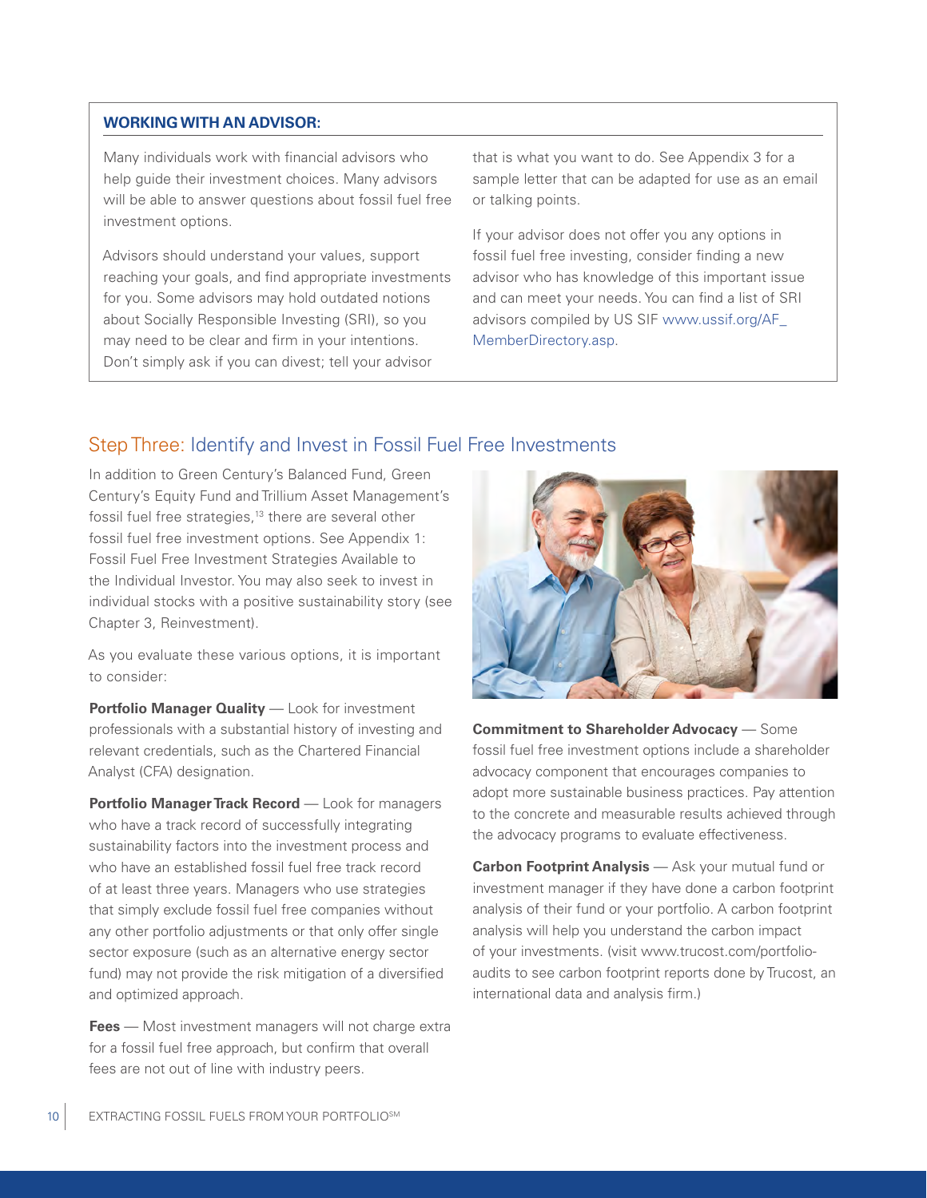**WORKING WITH AN ADVISOR:**

Many individuals work with financial advisors who help guide their investment choices. Many advisors will be able to answer questions about fossil fuel free investment options.

Advisors should understand your values, support reaching your goals, and find appropriate investments for you. Some advisors may hold outdated notions about Socially Responsible Investing (SRI), so you may need to be clear and firm in your intentions. Don't simply ask if you can divest; tell your advisor that is what you want to do. See Appendix 3 for a sample letter that can be adapted for use as an email or talking points.

If your advisor does not offer you any options in fossil fuel free investing, consider finding a new advisor who has knowledge of this important issue and can meet your needs. You can find a list of SRI advisors compiled by US SIF www.ussif.org/AF_MemberDirectory.asp.

## Step Three: Identify and Invest in Fossil Fuel Free Investments

In addition to Green Century's Balanced Fund, Green Century's Equity Fund and Trillium Asset Management's fossil fuel free strategies,[13] there are several other fossil fuel free investment options. See Appendix 1: Fossil Fuel Free Investment Strategies Available to the Individual Investor. You may also seek to invest in individual stocks with a positive sustainability story (see Chapter 3, Reinvestment).

As you evaluate these various options, it is important to consider:

**Portfolio Manager Quality** — Look for investment professionals with a substantial history of investing and relevant credentials, such as the Chartered Financial Analyst (CFA) designation.

**Portfolio Manager Track Record** — Look for managers who have a track record of successfully integrating sustainability factors into the investment process and who have an established fossil fuel free track record of at least three years. Managers who use strategies that simply exclude fossil fuel free companies without any other portfolio adjustments or that only offer single sector exposure (such as an alternative energy sector fund) may not provide the risk mitigation of a diversified and optimized approach.

**Fees** — Most investment managers will not charge extra for a fossil fuel free approach, but confirm that overall fees are not out of line with industry peers.

**Commitment to Shareholder Advocacy** — Some fossil fuel free investment options include a shareholder advocacy component that encourages companies to adopt more sustainable business practices. Pay attention to the concrete and measurable results achieved through the advocacy programs to evaluate effectiveness.

**Carbon Footprint Analysis** — Ask your mutual fund or investment manager if they have done a carbon footprint analysis of their fund or your portfolio. A carbon footprint analysis will help you understand the carbon impact of your investments. (visit www.trucost.com/portfolio-audits to see carbon footprint reports done by Trucost, an international data and analysis firm.)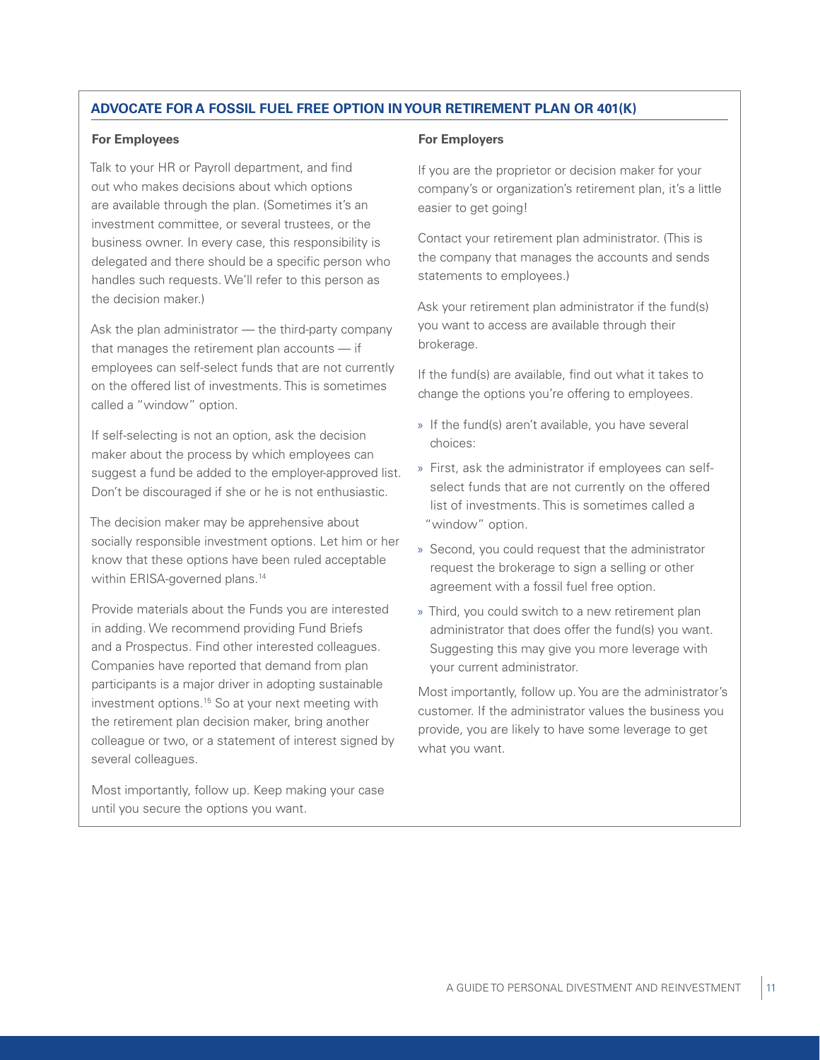## ADVOCATE FOR A FOSSIL FUEL FREE OPTION IN YOUR RETIREMENT PLAN OR 401(K)

### For Employees

Talk to your HR or Payroll department, and find out who makes decisions about which options are available through the plan. (Sometimes it's an investment committee, or several trustees, or the business owner. In every case, this responsibility is delegated and there should be a specific person who handles such requests. We'll refer to this person as the decision maker.)

Ask the plan administrator — the third-party company that manages the retirement plan accounts — if employees can self-select funds that are not currently on the offered list of investments. This is sometimes called a "window" option.

If self-selecting is not an option, ask the decision maker about the process by which employees can suggest a fund be added to the employer-approved list. Don't be discouraged if she or he is not enthusiastic.

The decision maker may be apprehensive about socially responsible investment options. Let him or her know that these options have been ruled acceptable within ERISA-governed plans.[14]

Provide materials about the Funds you are interested in adding. We recommend providing Fund Briefs and a Prospectus. Find other interested colleagues. Companies have reported that demand from plan participants is a major driver in adopting sustainable investment options.[15] So at your next meeting with the retirement plan decision maker, bring another colleague or two, or a statement of interest signed by several colleagues.

Most importantly, follow up. Keep making your case until you secure the options you want.

### For Employers

If you are the proprietor or decision maker for your company's or organization's retirement plan, it's a little easier to get going!

Contact your retirement plan administrator. (This is the company that manages the accounts and sends statements to employees.)

Ask your retirement plan administrator if the fund(s) you want to access are available through their brokerage.

If the fund(s) are available, find out what it takes to change the options you're offering to employees.

- If the fund(s) aren't available, you have several choices:
- First, ask the administrator if employees can self-select funds that are not currently on the offered list of investments. This is sometimes called a "window" option.
- Second, you could request that the administrator request the brokerage to sign a selling or other agreement with a fossil fuel free option.
- Third, you could switch to a new retirement plan administrator that does offer the fund(s) you want. Suggesting this may give you more leverage with your current administrator.

Most importantly, follow up. You are the administrator's customer. If the administrator values the business you provide, you are likely to have some leverage to get what you want.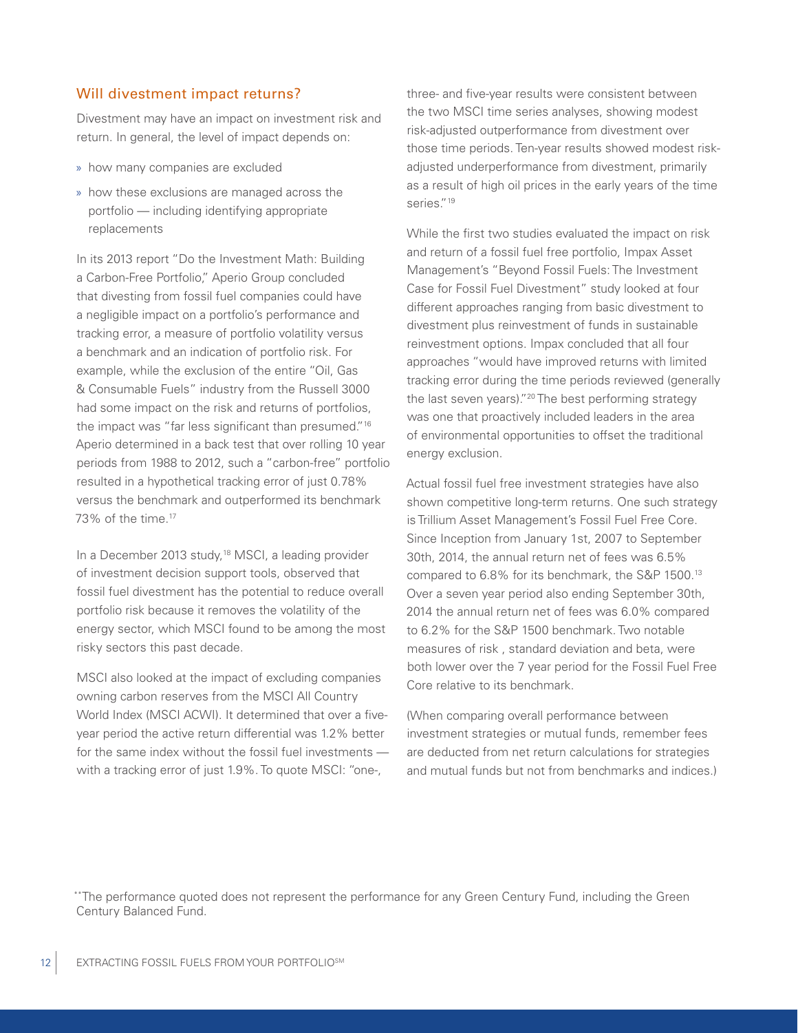## Will divestment impact returns?

Divestment may have an impact on investment risk and return. In general, the level of impact depends on:

- how many companies are excluded
- how these exclusions are managed across the portfolio — including identifying appropriate replacements

In its 2013 report "Do the Investment Math: Building a Carbon-Free Portfolio," Aperio Group concluded that divesting from fossil fuel companies could have a negligible impact on a portfolio's performance and tracking error, a measure of portfolio volatility versus a benchmark and an indication of portfolio risk. For example, while the exclusion of the entire "Oil, Gas & Consumable Fuels" industry from the Russell 3000 had some impact on the risk and returns of portfolios, the impact was "far less significant than presumed."[16] Aperio determined in a back test that over rolling 10 year periods from 1988 to 2012, such a "carbon-free" portfolio resulted in a hypothetical tracking error of just 0.78% versus the benchmark and outperformed its benchmark 73% of the time.[17]

In a December 2013 study,[18] MSCI, a leading provider of investment decision support tools, observed that fossil fuel divestment has the potential to reduce overall portfolio risk because it removes the volatility of the energy sector, which MSCI found to be among the most risky sectors this past decade.

MSCI also looked at the impact of excluding companies owning carbon reserves from the MSCI All Country World Index (MSCI ACWI). It determined that over a five-year period the active return differential was 1.2% better for the same index without the fossil fuel investments — with a tracking error of just 1.9%. To quote MSCI: "one-, three- and five-year results were consistent between the two MSCI time series analyses, showing modest risk-adjusted outperformance from divestment over those time periods. Ten-year results showed modest risk-adjusted underperformance from divestment, primarily as a result of high oil prices in the early years of the time series."[19]

While the first two studies evaluated the impact on risk and return of a fossil fuel free portfolio, Impax Asset Management's "Beyond Fossil Fuels: The Investment Case for Fossil Fuel Divestment" study looked at four different approaches ranging from basic divestment to divestment plus reinvestment of funds in sustainable reinvestment options. Impax concluded that all four approaches "would have improved returns with limited tracking error during the time periods reviewed (generally the last seven years)."[20] The best performing strategy was one that proactively included leaders in the area of environmental opportunities to offset the traditional energy exclusion.

Actual fossil fuel free investment strategies have also shown competitive long-term returns. One such strategy is Trillium Asset Management's Fossil Fuel Free Core. Since Inception from January 1st, 2007 to September 30th, 2014, the annual return net of fees was 6.5% compared to 6.8% for its benchmark, the S&P 1500.[13] Over a seven year period also ending September 30th, 2014 the annual return net of fees was 6.0% compared to 6.2% for the S&P 1500 benchmark. Two notable measures of risk , standard deviation and beta, were both lower over the 7 year period for the Fossil Fuel Free Core relative to its benchmark.

(When comparing overall performance between investment strategies or mutual funds, remember fees are deducted from net return calculations for strategies and mutual funds but not from benchmarks and indices.)

[**]The performance quoted does not represent the performance for any Green Century Fund, including the Green Century Balanced Fund.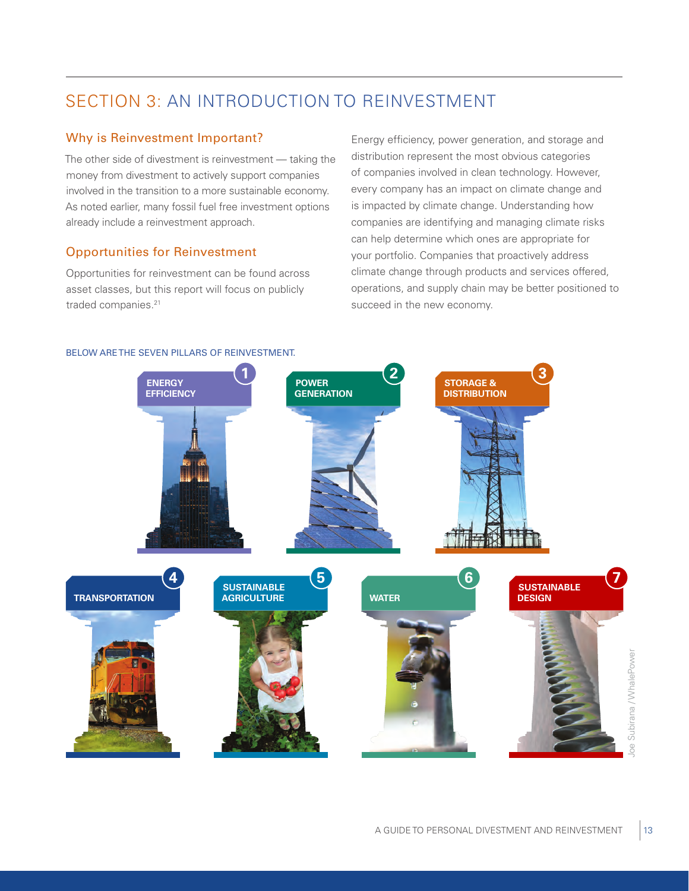# SECTION 3: AN INTRODUCTION TO REINVESTMENT

## Why is Reinvestment Important?

The other side of divestment is reinvestment — taking the money from divestment to actively support companies involved in the transition to a more sustainable economy. As noted earlier, many fossil fuel free investment options already include a reinvestment approach.

## Opportunities for Reinvestment

Opportunities for reinvestment can be found across asset classes, but this report will focus on publicly traded companies.[21]

Energy efficiency, power generation, and storage and distribution represent the most obvious categories of companies involved in clean technology. However, every company has an impact on climate change and is impacted by climate change. Understanding how companies are identifying and managing climate risks can help determine which ones are appropriate for your portfolio. Companies that proactively address climate change through products and services offered, operations, and supply chain may be better positioned to succeed in the new economy.

BELOW ARE THE SEVEN PILLARS OF REINVESTMENT.

1. ENERGY EFFICIENCY
2. POWER GENERATION
3. STORAGE & DISTRIBUTION
4. TRANSPORTATION
5. SUSTAINABLE AGRICULTURE
6. WATER
7. SUSTAINABLE DESIGN

Joe Subirana / WhalePower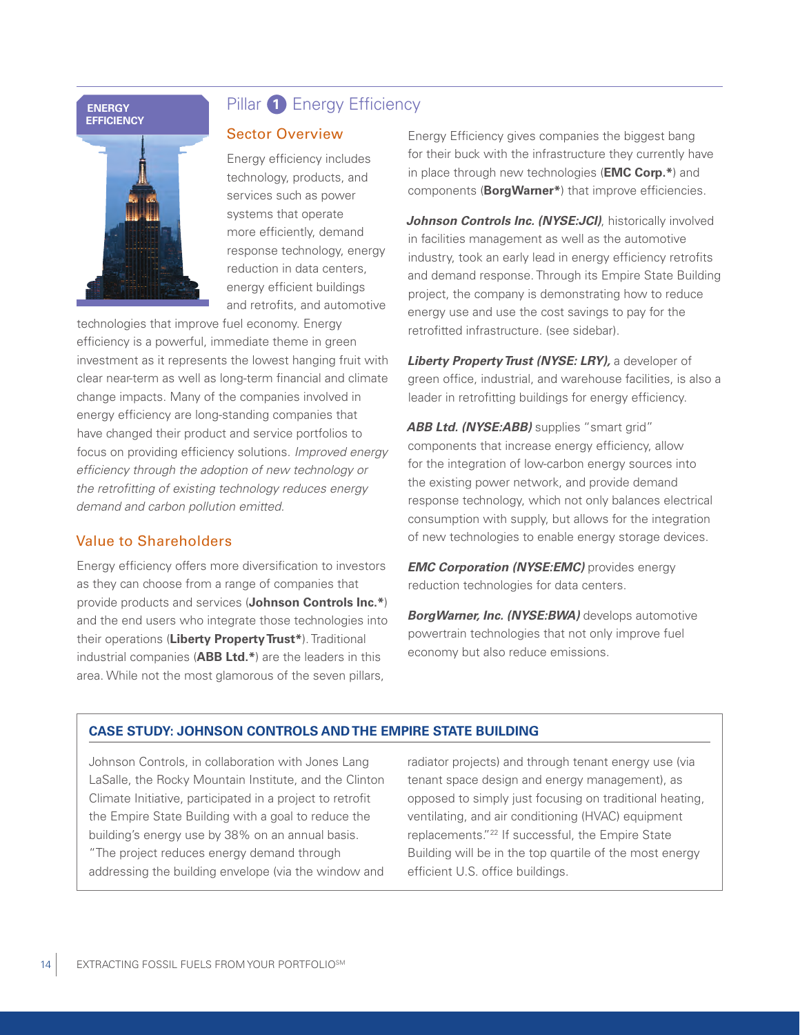ENERGY EFFICIENCY

# Pillar 1 Energy Efficiency

## Sector Overview

Energy efficiency includes technology, products, and services such as power systems that operate more efficiently, demand response technology, energy reduction in data centers, energy efficient buildings and retrofits, and automotive technologies that improve fuel economy. Energy efficiency is a powerful, immediate theme in green investment as it represents the lowest hanging fruit with clear near-term as well as long-term financial and climate change impacts. Many of the companies involved in energy efficiency are long-standing companies that have changed their product and service portfolios to focus on providing efficiency solutions. *Improved energy efficiency through the adoption of new technology or the retrofitting of existing technology reduces energy demand and carbon pollution emitted.*

## Value to Shareholders

Energy efficiency offers more diversification to investors as they can choose from a range of companies that provide products and services (**Johnson Controls Inc.***) and the end users who integrate those technologies into their operations (**Liberty Property Trust***). Traditional industrial companies (**ABB Ltd.***) are the leaders in this area. While not the most glamorous of the seven pillars, Energy Efficiency gives companies the biggest bang for their buck with the infrastructure they currently have in place through new technologies (**EMC Corp.***) and components (**BorgWarner***) that improve efficiencies.

***Johnson Controls Inc. (NYSE:JCI)***, historically involved in facilities management as well as the automotive industry, took an early lead in energy efficiency retrofits and demand response. Through its Empire State Building project, the company is demonstrating how to reduce energy use and use the cost savings to pay for the retrofitted infrastructure. (see sidebar).

***Liberty Property Trust (NYSE: LRY),*** a developer of green office, industrial, and warehouse facilities, is also a leader in retrofitting buildings for energy efficiency.

***ABB Ltd. (NYSE:ABB)*** supplies "smart grid" components that increase energy efficiency, allow for the integration of low-carbon energy sources into the existing power network, and provide demand response technology, which not only balances electrical consumption with supply, but allows for the integration of new technologies to enable energy storage devices.

***EMC Corporation (NYSE:EMC)*** provides energy reduction technologies for data centers.

***BorgWarner, Inc. (NYSE:BWA)*** develops automotive powertrain technologies that not only improve fuel economy but also reduce emissions.

### CASE STUDY: JOHNSON CONTROLS AND THE EMPIRE STATE BUILDING

Johnson Controls, in collaboration with Jones Lang LaSalle, the Rocky Mountain Institute, and the Clinton Climate Initiative, participated in a project to retrofit the Empire State Building with a goal to reduce the building's energy use by 38% on an annual basis. "The project reduces energy demand through addressing the building envelope (via the window and radiator projects) and through tenant energy use (via tenant space design and energy management), as opposed to simply just focusing on traditional heating, ventilating, and air conditioning (HVAC) equipment replacements."[22] If successful, the Empire State Building will be in the top quartile of the most energy efficient U.S. office buildings.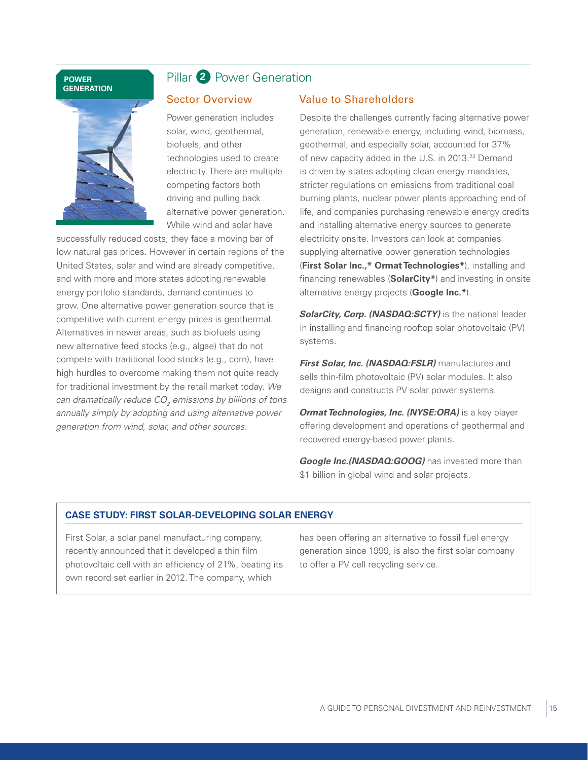POWER GENERATION

# Pillar 2 Power Generation

## Sector Overview

Power generation includes solar, wind, geothermal, biofuels, and other technologies used to create electricity. There are multiple competing factors both driving and pulling back alternative power generation. While wind and solar have successfully reduced costs, they face a moving bar of low natural gas prices. However in certain regions of the United States, solar and wind are already competitive, and with more and more states adopting renewable energy portfolio standards, demand continues to grow. One alternative power generation source that is competitive with current energy prices is geothermal. Alternatives in newer areas, such as biofuels using new alternative feed stocks (e.g., algae) that do not compete with traditional food stocks (e.g., corn), have high hurdles to overcome making them not quite ready for traditional investment by the retail market today. *We can dramatically reduce $CO_2$ emissions by billions of tons annually simply by adopting and using alternative power generation from wind, solar, and other sources.*

## Value to Shareholders

Despite the challenges currently facing alternative power generation, renewable energy, including wind, biomass, geothermal, and especially solar, accounted for 37% of new capacity added in the U.S. in 2013.[23] Demand is driven by states adopting clean energy mandates, stricter regulations on emissions from traditional coal burning plants, nuclear power plants approaching end of life, and companies purchasing renewable energy credits and installing alternative energy sources to generate electricity onsite. Investors can look at companies supplying alternative power generation technologies (**First Solar Inc.,* Ormat Technologies***), installing and financing renewables (**SolarCity***) and investing in onsite alternative energy projects (**Google Inc.***).

***SolarCity, Corp. (NASDAQ:SCTY)*** is the national leader in installing and financing rooftop solar photovoltaic (PV) systems.

***First Solar, Inc. (NASDAQ:FSLR)*** manufactures and sells thin-film photovoltaic (PV) solar modules. It also designs and constructs PV solar power systems.

***Ormat Technologies, Inc. (NYSE:ORA)*** is a key player offering development and operations of geothermal and recovered energy-based power plants.

***Google Inc.(NASDAQ:GOOG)*** has invested more than $1 billion in global wind and solar projects.

### CASE STUDY: FIRST SOLAR-DEVELOPING SOLAR ENERGY

First Solar, a solar panel manufacturing company, recently announced that it developed a thin film photovoltaic cell with an efficiency of 21%, beating its own record set earlier in 2012. The company, which has been offering an alternative to fossil fuel energy generation since 1999, is also the first solar company to offer a PV cell recycling service.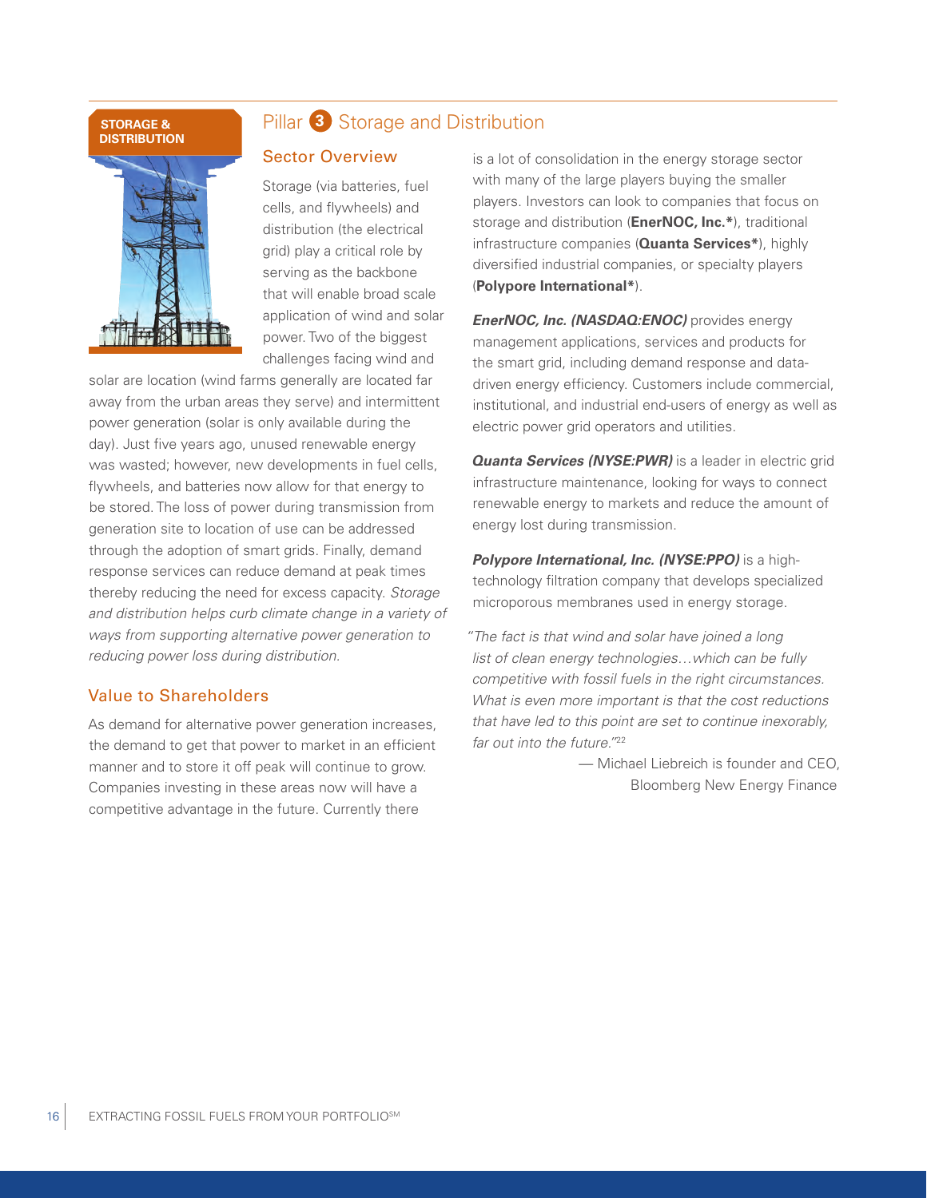STORAGE & DISTRIBUTION

## Pillar 3 Storage and Distribution

### Sector Overview

Storage (via batteries, fuel cells, and flywheels) and distribution (the electrical grid) play a critical role by serving as the backbone that will enable broad scale application of wind and solar power. Two of the biggest challenges facing wind and solar are location (wind farms generally are located far away from the urban areas they serve) and intermittent power generation (solar is only available during the day). Just five years ago, unused renewable energy was wasted; however, new developments in fuel cells, flywheels, and batteries now allow for that energy to be stored. The loss of power during transmission from generation site to location of use can be addressed through the adoption of smart grids. Finally, demand response services can reduce demand at peak times thereby reducing the need for excess capacity. *Storage and distribution helps curb climate change in a variety of ways from supporting alternative power generation to reducing power loss during distribution.*

### Value to Shareholders

As demand for alternative power generation increases, the demand to get that power to market in an efficient manner and to store it off peak will continue to grow. Companies investing in these areas now will have a competitive advantage in the future. Currently there is a lot of consolidation in the energy storage sector with many of the large players buying the smaller players. Investors can look to companies that focus on storage and distribution (**EnerNOC, Inc.***), traditional infrastructure companies (**Quanta Services***), highly diversified industrial companies, or specialty players (**Polypore International***).

***EnerNOC, Inc. (NASDAQ:ENOC)*** provides energy management applications, services and products for the smart grid, including demand response and data-driven energy efficiency. Customers include commercial, institutional, and industrial end-users of energy as well as electric power grid operators and utilities.

***Quanta Services (NYSE:PWR)*** is a leader in electric grid infrastructure maintenance, looking for ways to connect renewable energy to markets and reduce the amount of energy lost during transmission.

***Polypore International, Inc. (NYSE:PPO)*** is a high-technology filtration company that develops specialized microporous membranes used in energy storage.

*"The fact is that wind and solar have joined a long list of clean energy technologies…which can be fully competitive with fossil fuels in the right circumstances. What is even more important is that the cost reductions that have led to this point are set to continue inexorably, far out into the future."*[22]

— Michael Liebreich is founder and CEO, Bloomberg New Energy Finance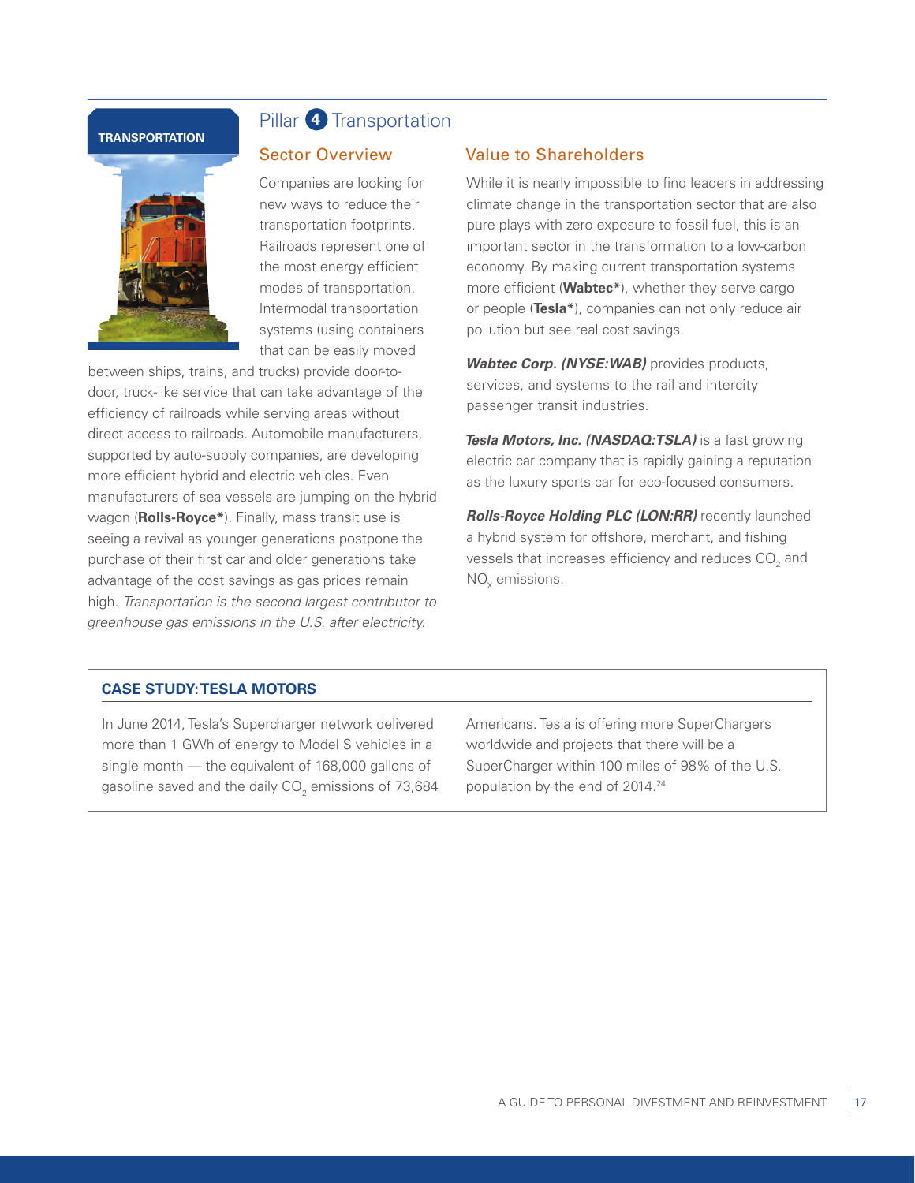TRANSPORTATION

# Pillar 4 Transportation

## Sector Overview

Companies are looking for new ways to reduce their transportation footprints. Railroads represent one of the most energy efficient modes of transportation. Intermodal transportation systems (using containers that can be easily moved between ships, trains, and trucks) provide door-to-door, truck-like service that can take advantage of the efficiency of railroads while serving areas without direct access to railroads. Automobile manufacturers, supported by auto-supply companies, are developing more efficient hybrid and electric vehicles. Even manufacturers of sea vessels are jumping on the hybrid wagon (**Rolls-Royce***). Finally, mass transit use is seeing a revival as younger generations postpone the purchase of their first car and older generations take advantage of the cost savings as gas prices remain high. *Transportation is the second largest contributor to greenhouse gas emissions in the U.S. after electricity.*

## Value to Shareholders

While it is nearly impossible to find leaders in addressing climate change in the transportation sector that are also pure plays with zero exposure to fossil fuel, this is an important sector in the transformation to a low-carbon economy. By making current transportation systems more efficient (**Wabtec***), whether they serve cargo or people (**Tesla***), companies can not only reduce air pollution but see real cost savings.

***Wabtec Corp. (NYSE:WAB)*** provides products, services, and systems to the rail and intercity passenger transit industries.

***Tesla Motors, Inc. (NASDAQ:TSLA)*** is a fast growing electric car company that is rapidly gaining a reputation as the luxury sports car for eco-focused consumers.

***Rolls-Royce Holding PLC (LON:RR)*** recently launched a hybrid system for offshore, merchant, and fishing vessels that increases efficiency and reduces $CO_2$ and $NO_x$ emissions.

### CASE STUDY: TESLA MOTORS

In June 2014, Tesla's Supercharger network delivered more than 1 GWh of energy to Model S vehicles in a single month — the equivalent of 168,000 gallons of gasoline saved and the daily $CO_2$ emissions of 73,684 Americans. Tesla is offering more SuperChargers worldwide and projects that there will be a SuperCharger within 100 miles of 98% of the U.S. population by the end of 2014.[24]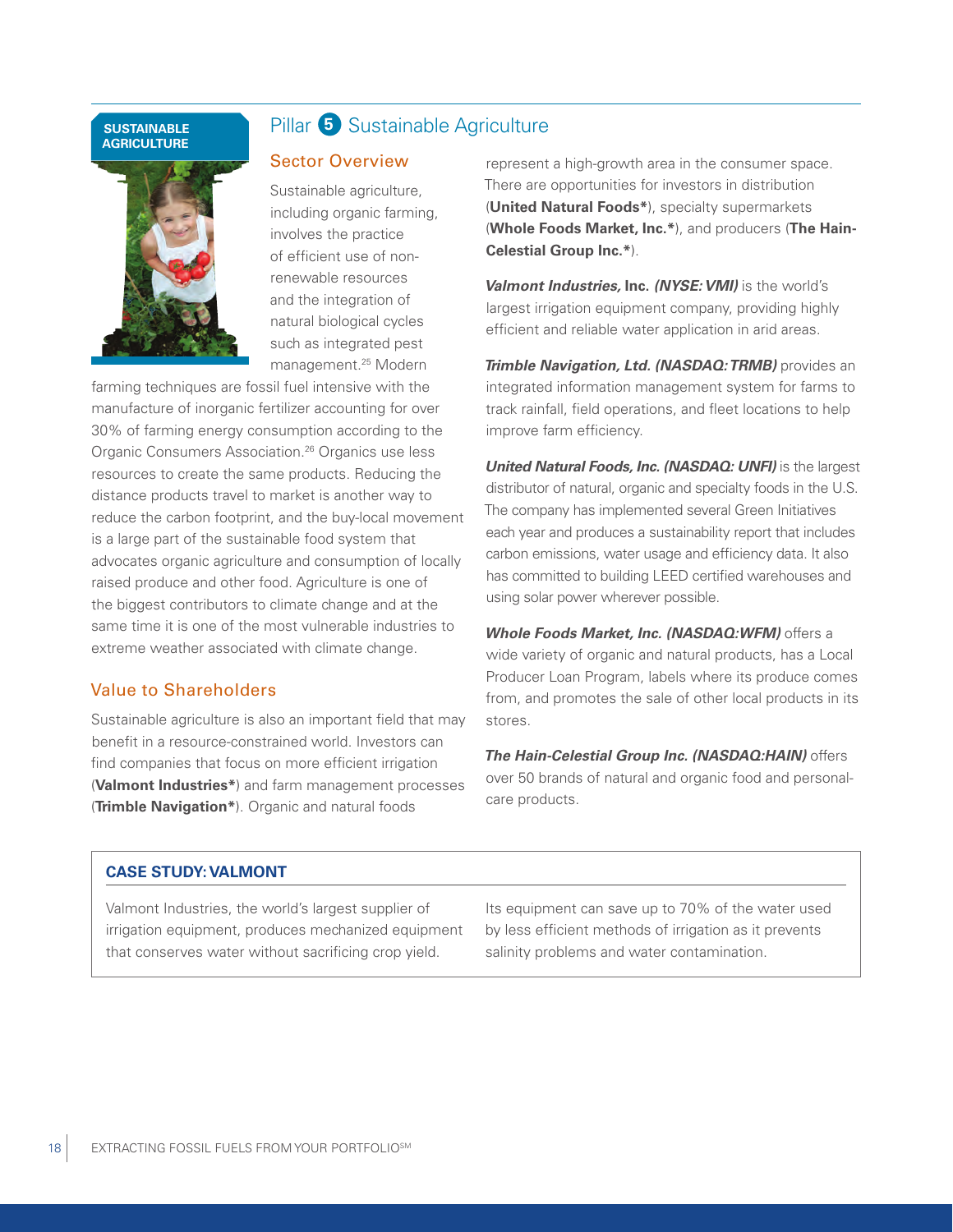SUSTAINABLE AGRICULTURE

# Pillar 5 Sustainable Agriculture

## Sector Overview

Sustainable agriculture, including organic farming, involves the practice of efficient use of non-renewable resources and the integration of natural biological cycles such as integrated pest management.[25] Modern farming techniques are fossil fuel intensive with the manufacture of inorganic fertilizer accounting for over 30% of farming energy consumption according to the Organic Consumers Association.[26] Organics use less resources to create the same products. Reducing the distance products travel to market is another way to reduce the carbon footprint, and the buy-local movement is a large part of the sustainable food system that advocates organic agriculture and consumption of locally raised produce and other food. Agriculture is one of the biggest contributors to climate change and at the same time it is one of the most vulnerable industries to extreme weather associated with climate change.

## Value to Shareholders

Sustainable agriculture is also an important field that may benefit in a resource-constrained world. Investors can find companies that focus on more efficient irrigation (**Valmont Industries***) and farm management processes (**Trimble Navigation***). Organic and natural foods represent a high-growth area in the consumer space. There are opportunities for investors in distribution (**United Natural Foods***), specialty supermarkets (**Whole Foods Market, Inc.***), and producers (**The Hain-Celestial Group Inc.***).

***Valmont Industries,* Inc. *(NYSE: VMI)*** is the world's largest irrigation equipment company, providing highly efficient and reliable water application in arid areas.

***Trimble Navigation, Ltd. (NASDAQ: TRMB)*** provides an integrated information management system for farms to track rainfall, field operations, and fleet locations to help improve farm efficiency.

***United Natural Foods, Inc. (NASDAQ: UNFI)*** is the largest distributor of natural, organic and specialty foods in the U.S. The company has implemented several Green Initiatives each year and produces a sustainability report that includes carbon emissions, water usage and efficiency data. It also has committed to building LEED certified warehouses and using solar power wherever possible.

***Whole Foods Market, Inc. (NASDAQ:WFM)*** offers a wide variety of organic and natural products, has a Local Producer Loan Program, labels where its produce comes from, and promotes the sale of other local products in its stores.

***The Hain-Celestial Group Inc. (NASDAQ:HAIN)*** offers over 50 brands of natural and organic food and personal-care products.

### CASE STUDY: VALMONT

Valmont Industries, the world's largest supplier of irrigation equipment, produces mechanized equipment that conserves water without sacrificing crop yield. Its equipment can save up to 70% of the water used by less efficient methods of irrigation as it prevents salinity problems and water contamination.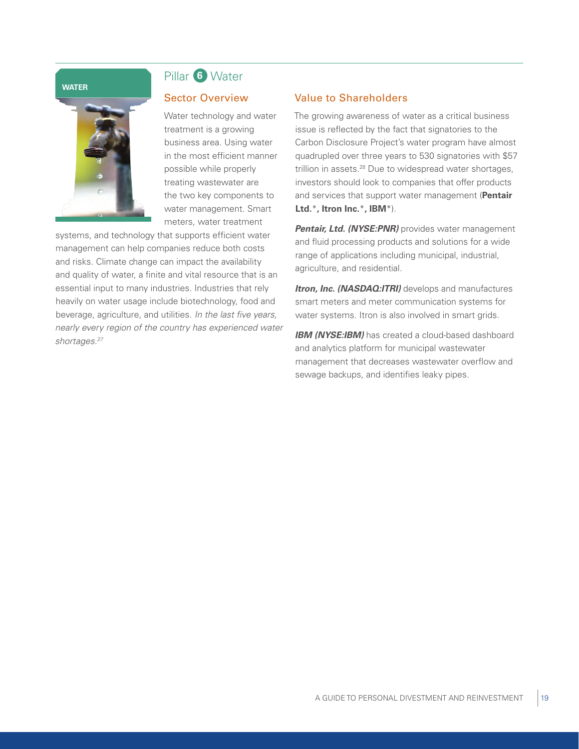WATER

# Pillar 6 Water

## Sector Overview

Water technology and water treatment is a growing business area. Using water in the most efficient manner possible while properly treating wastewater are the two key components to water management. Smart meters, water treatment systems, and technology that supports efficient water management can help companies reduce both costs and risks. Climate change can impact the availability and quality of water, a finite and vital resource that is an essential input to many industries. Industries that rely heavily on water usage include biotechnology, food and beverage, agriculture, and utilities. *In the last five years, nearly every region of the country has experienced water shortages.*[27]

## Value to Shareholders

The growing awareness of water as a critical business issue is reflected by the fact that signatories to the Carbon Disclosure Project's water program have almost quadrupled over three years to 530 signatories with $57 trillion in assets.[28] Due to widespread water shortages, investors should look to companies that offer products and services that support water management (**Pentair Ltd.***, **Itron Inc.***, **IBM***).

***Pentair, Ltd. (NYSE:PNR)*** provides water management and fluid processing products and solutions for a wide range of applications including municipal, industrial, agriculture, and residential.

***Itron, Inc. (NASDAQ:ITRI)*** develops and manufactures smart meters and meter communication systems for water systems. Itron is also involved in smart grids.

***IBM (NYSE:IBM)*** has created a cloud-based dashboard and analytics platform for municipal wastewater management that decreases wastewater overflow and sewage backups, and identifies leaky pipes.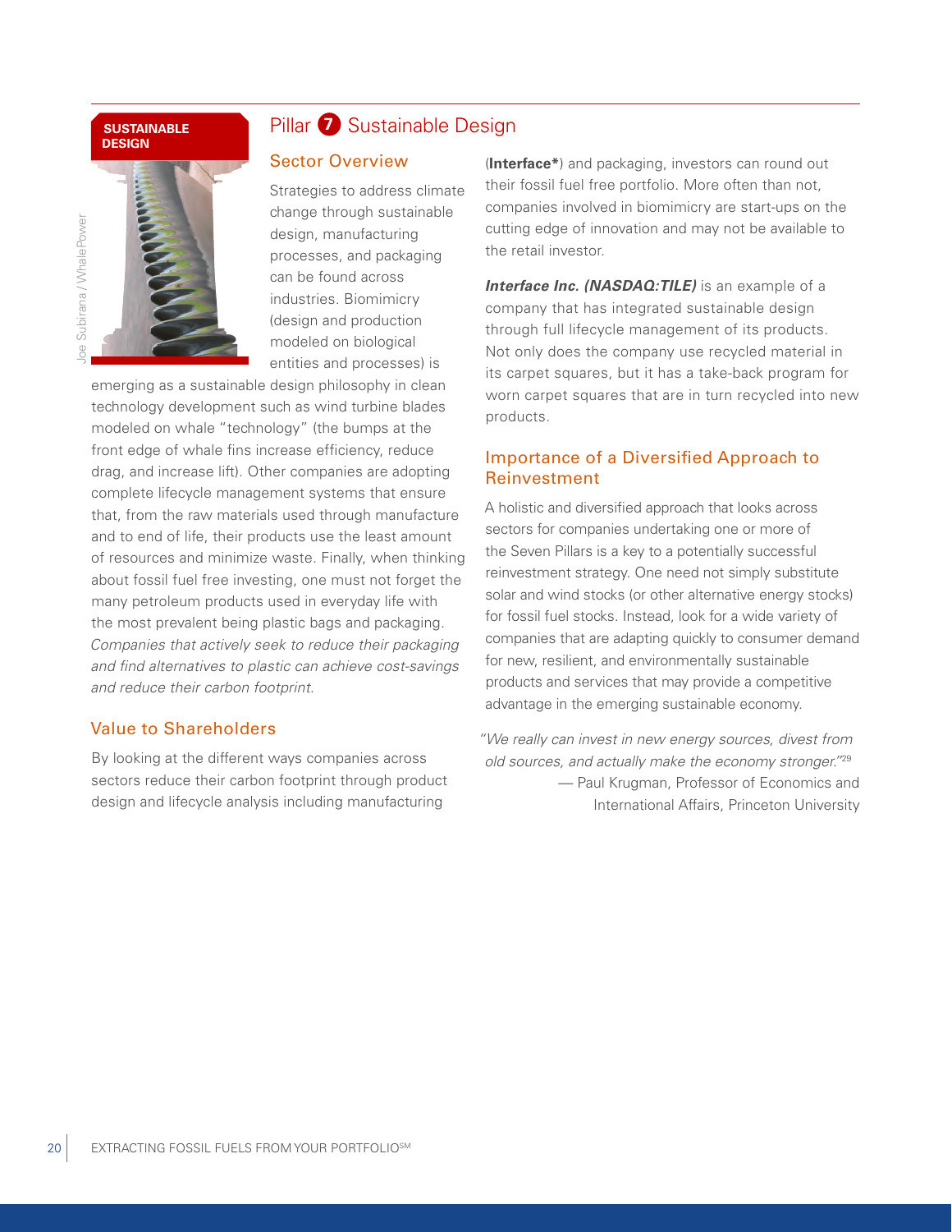SUSTAINABLE DESIGN

Joe Subirana / WhalePower

## Pillar 7 Sustainable Design

### Sector Overview

Strategies to address climate change through sustainable design, manufacturing processes, and packaging can be found across industries. Biomimicry (design and production modeled on biological entities and processes) is emerging as a sustainable design philosophy in clean technology development such as wind turbine blades modeled on whale "technology" (the bumps at the front edge of whale fins increase efficiency, reduce drag, and increase lift). Other companies are adopting complete lifecycle management systems that ensure that, from the raw materials used through manufacture and to end of life, their products use the least amount of resources and minimize waste. Finally, when thinking about fossil fuel free investing, one must not forget the many petroleum products used in everyday life with the most prevalent being plastic bags and packaging. *Companies that actively seek to reduce their packaging and find alternatives to plastic can achieve cost-savings and reduce their carbon footprint.*

### Value to Shareholders

By looking at the different ways companies across sectors reduce their carbon footprint through product design and lifecycle analysis including manufacturing (**Interface***) and packaging, investors can round out their fossil fuel free portfolio. More often than not, companies involved in biomimicry are start-ups on the cutting edge of innovation and may not be available to the retail investor.

***Interface Inc. (NASDAQ:TILE)*** is an example of a company that has integrated sustainable design through full lifecycle management of its products. Not only does the company use recycled material in its carpet squares, but it has a take-back program for worn carpet squares that are in turn recycled into new products.

### Importance of a Diversified Approach to Reinvestment

A holistic and diversified approach that looks across sectors for companies undertaking one or more of the Seven Pillars is a key to a potentially successful reinvestment strategy. One need not simply substitute solar and wind stocks (or other alternative energy stocks) for fossil fuel stocks. Instead, look for a wide variety of companies that are adapting quickly to consumer demand for new, resilient, and environmentally sustainable products and services that may provide a competitive advantage in the emerging sustainable economy.

*"We really can invest in new energy sources, divest from old sources, and actually make the economy stronger."*[29]

— Paul Krugman, Professor of Economics and International Affairs, Princeton University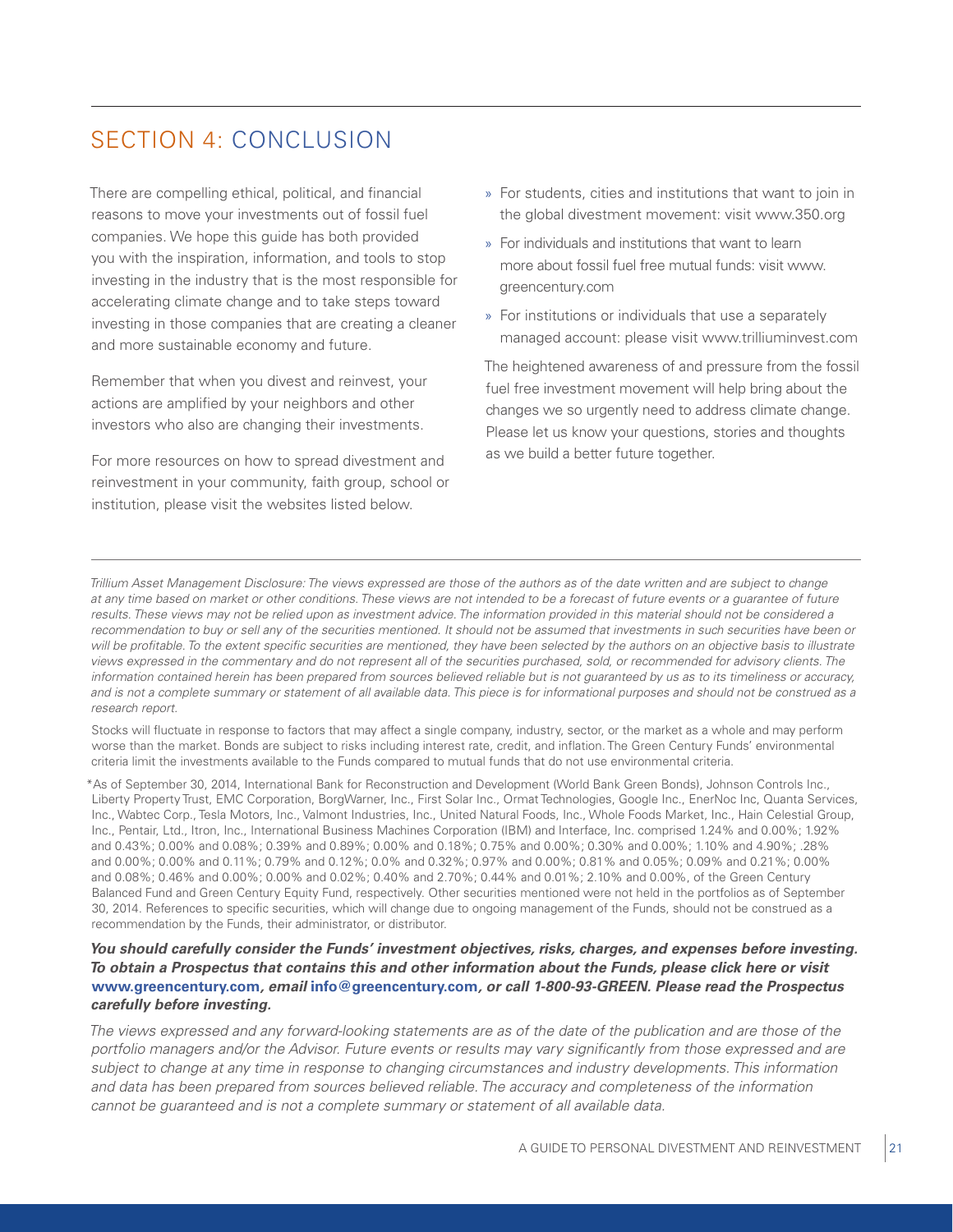## SECTION 4: CONCLUSION

There are compelling ethical, political, and financial reasons to move your investments out of fossil fuel companies. We hope this guide has both provided you with the inspiration, information, and tools to stop investing in the industry that is the most responsible for accelerating climate change and to take steps toward investing in those companies that are creating a cleaner and more sustainable economy and future.

Remember that when you divest and reinvest, your actions are amplified by your neighbors and other investors who also are changing their investments.

For more resources on how to spread divestment and reinvestment in your community, faith group, school or institution, please visit the websites listed below.

- For students, cities and institutions that want to join in the global divestment movement: visit www.350.org
- For individuals and institutions that want to learn more about fossil fuel free mutual funds: visit www.greencentury.com
- For institutions or individuals that use a separately managed account: please visit www.trilliuminvest.com

The heightened awareness of and pressure from the fossil fuel free investment movement will help bring about the changes we so urgently need to address climate change. Please let us know your questions, stories and thoughts as we build a better future together.

---

*Trillium Asset Management Disclosure: The views expressed are those of the authors as of the date written and are subject to change at any time based on market or other conditions. These views are not intended to be a forecast of future events or a guarantee of future results. These views may not be relied upon as investment advice. The information provided in this material should not be considered a recommendation to buy or sell any of the securities mentioned. It should not be assumed that investments in such securities have been or will be profitable. To the extent specific securities are mentioned, they have been selected by the authors on an objective basis to illustrate views expressed in the commentary and do not represent all of the securities purchased, sold, or recommended for advisory clients. The information contained herein has been prepared from sources believed reliable but is not guaranteed by us as to its timeliness or accuracy, and is not a complete summary or statement of all available data. This piece is for informational purposes and should not be construed as a research report.*

Stocks will fluctuate in response to factors that may affect a single company, industry, sector, or the market as a whole and may perform worse than the market. Bonds are subject to risks including interest rate, credit, and inflation. The Green Century Funds' environmental criteria limit the investments available to the Funds compared to mutual funds that do not use environmental criteria.

*As of September 30, 2014, International Bank for Reconstruction and Development (World Bank Green Bonds), Johnson Controls Inc., Liberty Property Trust, EMC Corporation, BorgWarner, Inc., First Solar Inc., Ormat Technologies, Google Inc., EnerNoc Inc, Quanta Services, Inc., Wabtec Corp., Tesla Motors, Inc., Valmont Industries, Inc., United Natural Foods, Inc., Whole Foods Market, Inc., Hain Celestial Group, Inc., Pentair, Ltd., Itron, Inc., International Business Machines Corporation (IBM) and Interface, Inc. comprised 1.24% and 0.00%; 1.92% and 0.43%; 0.00% and 0.08%; 0.39% and 0.89%; 0.00% and 0.18%; 0.75% and 0.00%; 0.30% and 0.00%; 1.10% and 4.90%; .28% and 0.00%; 0.00% and 0.11%; 0.79% and 0.12%; 0.0% and 0.32%; 0.97% and 0.00%; 0.81% and 0.05%; 0.09% and 0.21%; 0.00% and 0.08%; 0.46% and 0.00%; 0.00% and 0.02%; 0.40% and 2.70%; 0.44% and 0.01%; 2.10% and 0.00%, of the Green Century Balanced Fund and Green Century Equity Fund, respectively. Other securities mentioned were not held in the portfolios as of September 30, 2014. References to specific securities, which will change due to ongoing management of the Funds, should not be construed as a recommendation by the Funds, their administrator, or distributor.

***You should carefully consider the Funds' investment objectives, risks, charges, and expenses before investing. To obtain a Prospectus that contains this and other information about the Funds, please click here or visit www.greencentury.com, email info@greencentury.com, or call 1-800-93-GREEN. Please read the Prospectus carefully before investing.***

*The views expressed and any forward-looking statements are as of the date of the publication and are those of the portfolio managers and/or the Advisor. Future events or results may vary significantly from those expressed and are subject to change at any time in response to changing circumstances and industry developments. This information and data has been prepared from sources believed reliable. The accuracy and completeness of the information cannot be guaranteed and is not a complete summary or statement of all available data.*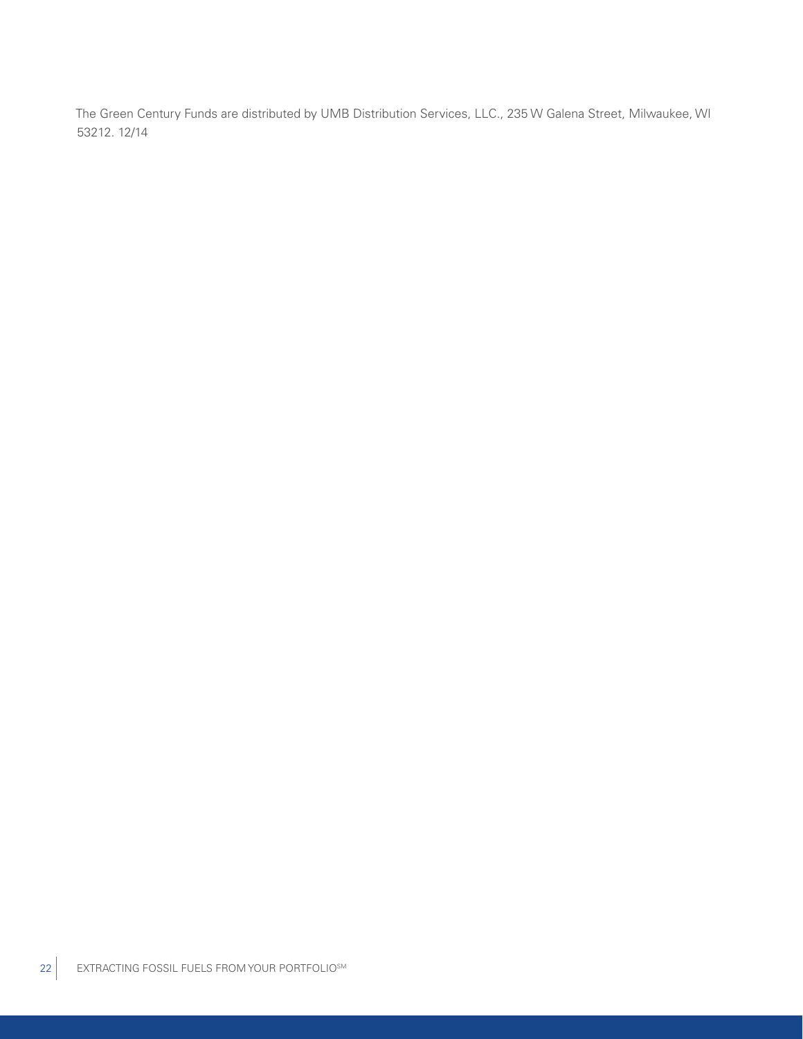The Green Century Funds are distributed by UMB Distribution Services, LLC., 235 W Galena Street, Milwaukee, WI 53212. 12/14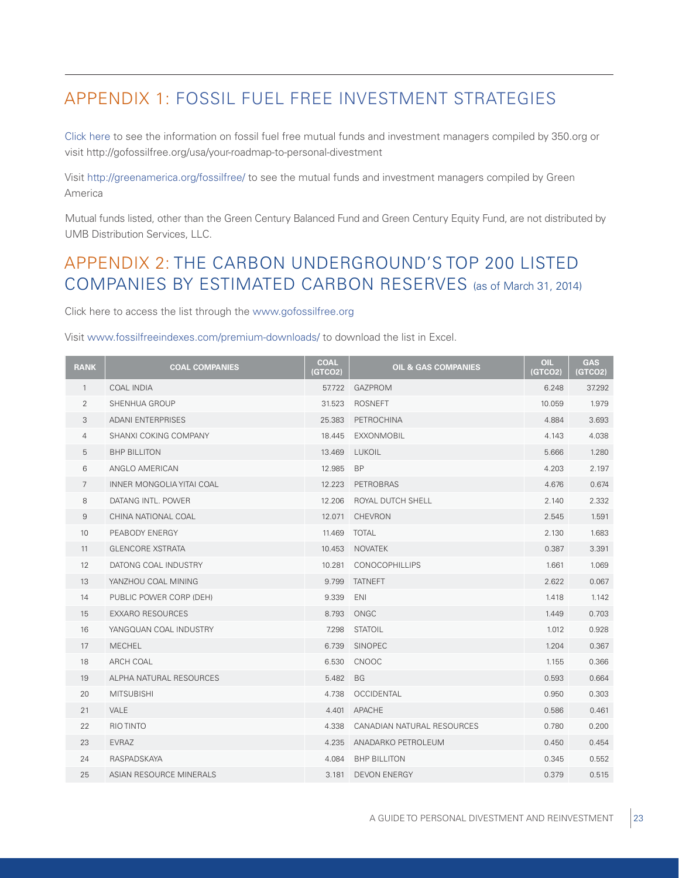## APPENDIX 1: FOSSIL FUEL FREE INVESTMENT STRATEGIES

Click here to see the information on fossil fuel free mutual funds and investment managers compiled by 350.org or visit http://gofossilfree.org/usa/your-roadmap-to-personal-divestment

Visit http://greenamerica.org/fossilfree/ to see the mutual funds and investment managers compiled by Green America

Mutual funds listed, other than the Green Century Balanced Fund and Green Century Equity Fund, are not distributed by UMB Distribution Services, LLC.

## APPENDIX 2: THE CARBON UNDERGROUND'S TOP 200 LISTED COMPANIES BY ESTIMATED CARBON RESERVES (as of March 31, 2014)

Click here to access the list through the www.gofossilfree.org

Visit www.fossilfreeindexes.com/premium-downloads/ to download the list in Excel.

| RANK | COAL COMPANIES | COAL (GTCO2) | OIL & GAS COMPANIES | OIL (GTCO2) | GAS (GTCO2) |
|---|---|---|---|---|---|
| 1 | COAL INDIA | 57.722 | GAZPROM | 6.248 | 37.292 |
| 2 | SHENHUA GROUP | 31.523 | ROSNEFT | 10.059 | 1.979 |
| 3 | ADANI ENTERPRISES | 25.383 | PETROCHINA | 4.884 | 3.693 |
| 4 | SHANXI COKING COMPANY | 18.445 | EXXONMOBIL | 4.143 | 4.038 |
| 5 | BHP BILLITON | 13.469 | LUKOIL | 5.666 | 1.280 |
| 6 | ANGLO AMERICAN | 12.985 | BP | 4.203 | 2.197 |
| 7 | INNER MONGOLIA YITAI COAL | 12.223 | PETROBRAS | 4.676 | 0.674 |
| 8 | DATANG INTL. POWER | 12.206 | ROYAL DUTCH SHELL | 2.140 | 2.332 |
| 9 | CHINA NATIONAL COAL | 12.071 | CHEVRON | 2.545 | 1.591 |
| 10 | PEABODY ENERGY | 11.469 | TOTAL | 2.130 | 1.683 |
| 11 | GLENCORE XSTRATA | 10.453 | NOVATEK | 0.387 | 3.391 |
| 12 | DATONG COAL INDUSTRY | 10.281 | CONOCOPHILLIPS | 1.661 | 1.069 |
| 13 | YANZHOU COAL MINING | 9.799 | TATNEFT | 2.622 | 0.067 |
| 14 | PUBLIC POWER CORP (DEH) | 9.339 | ENI | 1.418 | 1.142 |
| 15 | EXXARO RESOURCES | 8.793 | ONGC | 1.449 | 0.703 |
| 16 | YANGQUAN COAL INDUSTRY | 7.298 | STATOIL | 1.012 | 0.928 |
| 17 | MECHEL | 6.739 | SINOPEC | 1.204 | 0.367 |
| 18 | ARCH COAL | 6.530 | CNOOC | 1.155 | 0.366 |
| 19 | ALPHA NATURAL RESOURCES | 5.482 | BG | 0.593 | 0.664 |
| 20 | MITSUBISHI | 4.738 | OCCIDENTAL | 0.950 | 0.303 |
| 21 | VALE | 4.401 | APACHE | 0.586 | 0.461 |
| 22 | RIO TINTO | 4.338 | CANADIAN NATURAL RESOURCES | 0.780 | 0.200 |
| 23 | EVRAZ | 4.235 | ANADARKO PETROLEUM | 0.450 | 0.454 |
| 24 | RASPADSKAYA | 4.084 | BHP BILLITON | 0.345 | 0.552 |
| 25 | ASIAN RESOURCE MINERALS | 3.181 | DEVON ENERGY | 0.379 | 0.515 |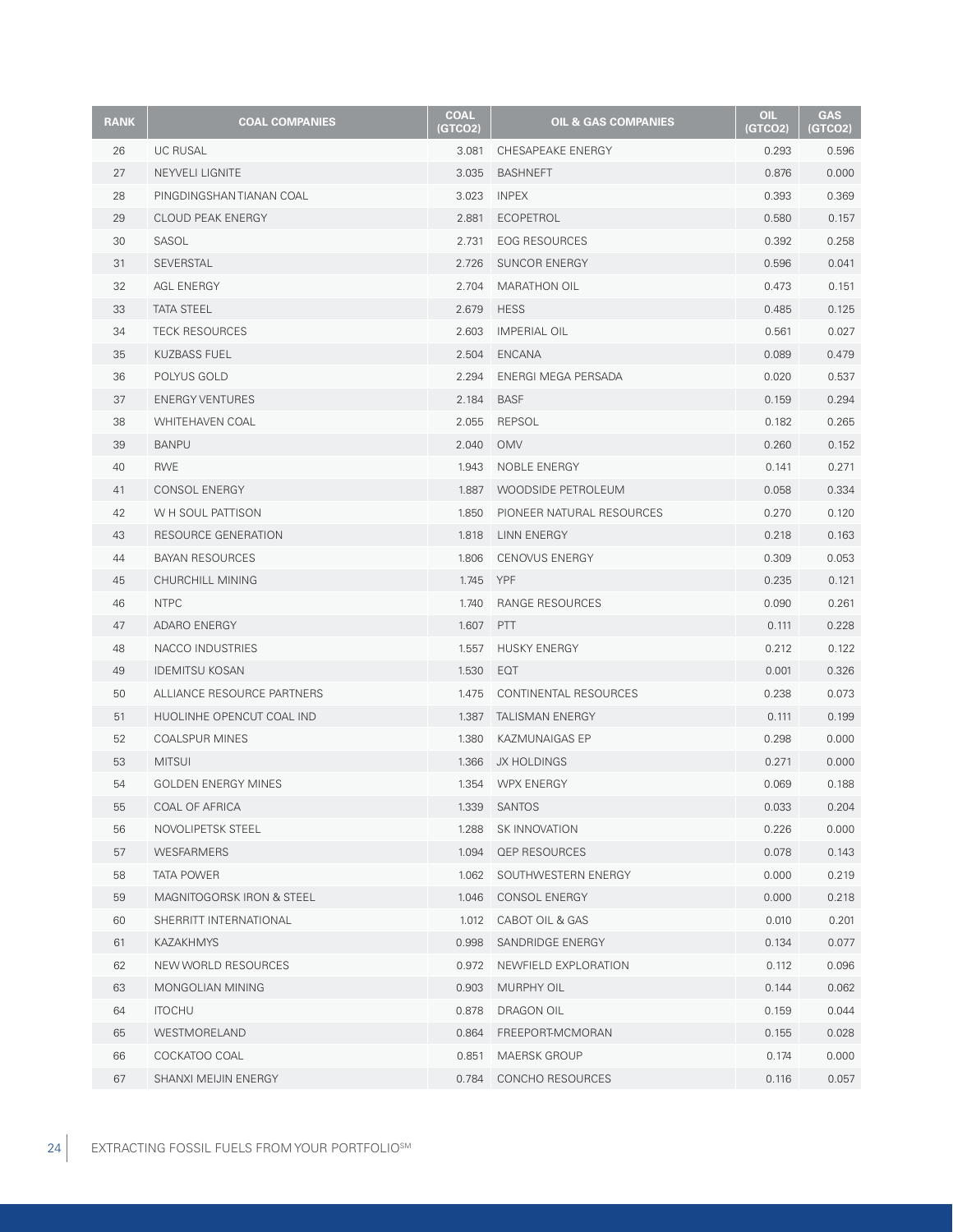| RANK | COAL COMPANIES | COAL ($GTCO_2$) | OIL & GAS COMPANIES | OIL ($GTCO_2$) | GAS ($GTCO_2$) |
|---|---|---|---|---|---|
| 26 | UC RUSAL | 3.081 | CHESAPEAKE ENERGY | 0.293 | 0.596 |
| 27 | NEYVELI LIGNITE | 3.035 | BASHNEFT | 0.876 | 0.000 |
| 28 | PINGDINGSHAN TIANAN COAL | 3.023 | INPEX | 0.393 | 0.369 |
| 29 | CLOUD PEAK ENERGY | 2.881 | ECOPETROL | 0.580 | 0.157 |
| 30 | SASOL | 2.731 | EOG RESOURCES | 0.392 | 0.258 |
| 31 | SEVERSTAL | 2.726 | SUNCOR ENERGY | 0.596 | 0.041 |
| 32 | AGL ENERGY | 2.704 | MARATHON OIL | 0.473 | 0.151 |
| 33 | TATA STEEL | 2.679 | HESS | 0.485 | 0.125 |
| 34 | TECK RESOURCES | 2.603 | IMPERIAL OIL | 0.561 | 0.027 |
| 35 | KUZBASS FUEL | 2.504 | ENCANA | 0.089 | 0.479 |
| 36 | POLYUS GOLD | 2.294 | ENERGI MEGA PERSADA | 0.020 | 0.537 |
| 37 | ENERGY VENTURES | 2.184 | BASF | 0.159 | 0.294 |
| 38 | WHITEHAVEN COAL | 2.055 | REPSOL | 0.182 | 0.265 |
| 39 | BANPU | 2.040 | OMV | 0.260 | 0.152 |
| 40 | RWE | 1.943 | NOBLE ENERGY | 0.141 | 0.271 |
| 41 | CONSOL ENERGY | 1.887 | WOODSIDE PETROLEUM | 0.058 | 0.334 |
| 42 | W H SOUL PATTISON | 1.850 | PIONEER NATURAL RESOURCES | 0.270 | 0.120 |
| 43 | RESOURCE GENERATION | 1.818 | LINN ENERGY | 0.218 | 0.163 |
| 44 | BAYAN RESOURCES | 1.806 | CENOVUS ENERGY | 0.309 | 0.053 |
| 45 | CHURCHILL MINING | 1.745 | YPF | 0.235 | 0.121 |
| 46 | NTPC | 1.740 | RANGE RESOURCES | 0.090 | 0.261 |
| 47 | ADARO ENERGY | 1.607 | PTT | 0.111 | 0.228 |
| 48 | NACCO INDUSTRIES | 1.557 | HUSKY ENERGY | 0.212 | 0.122 |
| 49 | IDEMITSU KOSAN | 1.530 | EQT | 0.001 | 0.326 |
| 50 | ALLIANCE RESOURCE PARTNERS | 1.475 | CONTINENTAL RESOURCES | 0.238 | 0.073 |
| 51 | HUOLINHE OPENCUT COAL IND | 1.387 | TALISMAN ENERGY | 0.111 | 0.199 |
| 52 | COALSPUR MINES | 1.380 | KAZMUNAIGAS EP | 0.298 | 0.000 |
| 53 | MITSUI | 1.366 | JX HOLDINGS | 0.271 | 0.000 |
| 54 | GOLDEN ENERGY MINES | 1.354 | WPX ENERGY | 0.069 | 0.188 |
| 55 | COAL OF AFRICA | 1.339 | SANTOS | 0.033 | 0.204 |
| 56 | NOVOLIPETSK STEEL | 1.288 | SK INNOVATION | 0.226 | 0.000 |
| 57 | WESFARMERS | 1.094 | QEP RESOURCES | 0.078 | 0.143 |
| 58 | TATA POWER | 1.062 | SOUTHWESTERN ENERGY | 0.000 | 0.219 |
| 59 | MAGNITOGORSK IRON & STEEL | 1.046 | CONSOL ENERGY | 0.000 | 0.218 |
| 60 | SHERRITT INTERNATIONAL | 1.012 | CABOT OIL & GAS | 0.010 | 0.201 |
| 61 | KAZAKHMYS | 0.998 | SANDRIDGE ENERGY | 0.134 | 0.077 |
| 62 | NEW WORLD RESOURCES | 0.972 | NEWFIELD EXPLORATION | 0.112 | 0.096 |
| 63 | MONGOLIAN MINING | 0.903 | MURPHY OIL | 0.144 | 0.062 |
| 64 | ITOCHU | 0.878 | DRAGON OIL | 0.159 | 0.044 |
| 65 | WESTMORELAND | 0.864 | FREEPORT-MCMORAN | 0.155 | 0.028 |
| 66 | COCKATOO COAL | 0.851 | MAERSK GROUP | 0.174 | 0.000 |
| 67 | SHANXI MEIJIN ENERGY | 0.784 | CONCHO RESOURCES | 0.116 | 0.057 |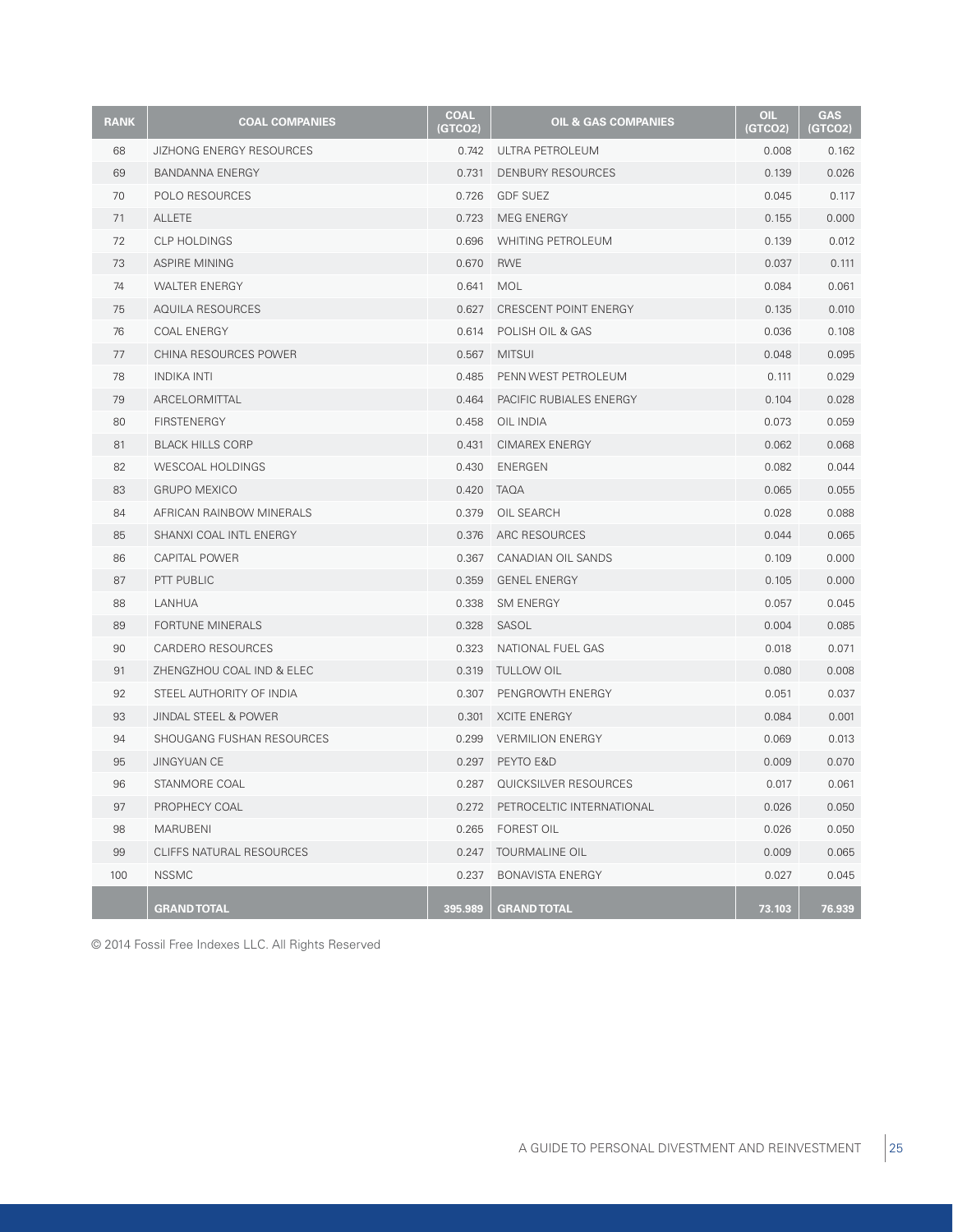| RANK | COAL COMPANIES | COAL ($GTCO_2$) | OIL & GAS COMPANIES | OIL ($GTCO_2$) | GAS ($GTCO_2$) |
|---|---|---|---|---|---|
| 68 | JIZHONG ENERGY RESOURCES | 0.742 | ULTRA PETROLEUM | 0.008 | 0.162 |
| 69 | BANDANNA ENERGY | 0.731 | DENBURY RESOURCES | 0.139 | 0.026 |
| 70 | POLO RESOURCES | 0.726 | GDF SUEZ | 0.045 | 0.117 |
| 71 | ALLETE | 0.723 | MEG ENERGY | 0.155 | 0.000 |
| 72 | CLP HOLDINGS | 0.696 | WHITING PETROLEUM | 0.139 | 0.012 |
| 73 | ASPIRE MINING | 0.670 | RWE | 0.037 | 0.111 |
| 74 | WALTER ENERGY | 0.641 | MOL | 0.084 | 0.061 |
| 75 | AQUILA RESOURCES | 0.627 | CRESCENT POINT ENERGY | 0.135 | 0.010 |
| 76 | COAL ENERGY | 0.614 | POLISH OIL & GAS | 0.036 | 0.108 |
| 77 | CHINA RESOURCES POWER | 0.567 | MITSUI | 0.048 | 0.095 |
| 78 | INDIKA INTI | 0.485 | PENN WEST PETROLEUM | 0.111 | 0.029 |
| 79 | ARCELORMITTAL | 0.464 | PACIFIC RUBIALES ENERGY | 0.104 | 0.028 |
| 80 | FIRSTENERGY | 0.458 | OIL INDIA | 0.073 | 0.059 |
| 81 | BLACK HILLS CORP | 0.431 | CIMAREX ENERGY | 0.062 | 0.068 |
| 82 | WESCOAL HOLDINGS | 0.430 | ENERGEN | 0.082 | 0.044 |
| 83 | GRUPO MEXICO | 0.420 | TAQA | 0.065 | 0.055 |
| 84 | AFRICAN RAINBOW MINERALS | 0.379 | OIL SEARCH | 0.028 | 0.088 |
| 85 | SHANXI COAL INTL ENERGY | 0.376 | ARC RESOURCES | 0.044 | 0.065 |
| 86 | CAPITAL POWER | 0.367 | CANADIAN OIL SANDS | 0.109 | 0.000 |
| 87 | PTT PUBLIC | 0.359 | GENEL ENERGY | 0.105 | 0.000 |
| 88 | LANHUA | 0.338 | SM ENERGY | 0.057 | 0.045 |
| 89 | FORTUNE MINERALS | 0.328 | SASOL | 0.004 | 0.085 |
| 90 | CARDERO RESOURCES | 0.323 | NATIONAL FUEL GAS | 0.018 | 0.071 |
| 91 | ZHENGZHOU COAL IND & ELEC | 0.319 | TULLOW OIL | 0.080 | 0.008 |
| 92 | STEEL AUTHORITY OF INDIA | 0.307 | PENGROWTH ENERGY | 0.051 | 0.037 |
| 93 | JINDAL STEEL & POWER | 0.301 | XCITE ENERGY | 0.084 | 0.001 |
| 94 | SHOUGANG FUSHAN RESOURCES | 0.299 | VERMILION ENERGY | 0.069 | 0.013 |
| 95 | JINGYUAN CE | 0.297 | PEYTO E&D | 0.009 | 0.070 |
| 96 | STANMORE COAL | 0.287 | QUICKSILVER RESOURCES | 0.017 | 0.061 |
| 97 | PROPHECY COAL | 0.272 | PETROCELTIC INTERNATIONAL | 0.026 | 0.050 |
| 98 | MARUBENI | 0.265 | FOREST OIL | 0.026 | 0.050 |
| 99 | CLIFFS NATURAL RESOURCES | 0.247 | TOURMALINE OIL | 0.009 | 0.065 |
| 100 | NSSMC | 0.237 | BONAVISTA ENERGY | 0.027 | 0.045 |
| | **GRAND TOTAL** | **395.989** | **GRAND TOTAL** | **73.103** | **76.939** |

© 2014 Fossil Free Indexes LLC. All Rights Reserved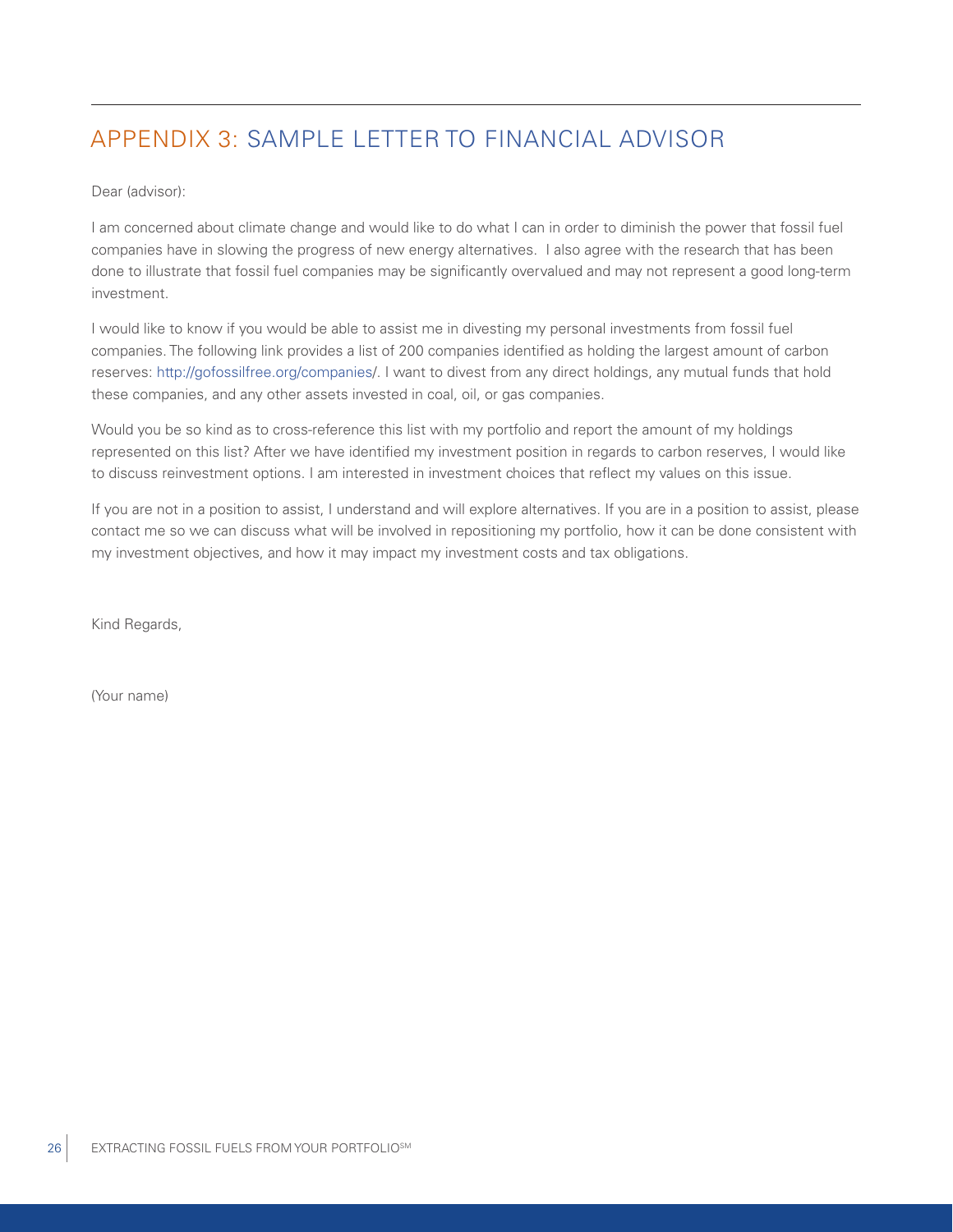## APPENDIX 3: SAMPLE LETTER TO FINANCIAL ADVISOR

Dear (advisor):

I am concerned about climate change and would like to do what I can in order to diminish the power that fossil fuel companies have in slowing the progress of new energy alternatives. I also agree with the research that has been done to illustrate that fossil fuel companies may be significantly overvalued and may not represent a good long-term investment.

I would like to know if you would be able to assist me in divesting my personal investments from fossil fuel companies. The following link provides a list of 200 companies identified as holding the largest amount of carbon reserves: http://gofossilfree.org/companies/. I want to divest from any direct holdings, any mutual funds that hold these companies, and any other assets invested in coal, oil, or gas companies.

Would you be so kind as to cross-reference this list with my portfolio and report the amount of my holdings represented on this list? After we have identified my investment position in regards to carbon reserves, I would like to discuss reinvestment options. I am interested in investment choices that reflect my values on this issue.

If you are not in a position to assist, I understand and will explore alternatives. If you are in a position to assist, please contact me so we can discuss what will be involved in repositioning my portfolio, how it can be done consistent with my investment objectives, and how it may impact my investment costs and tax obligations.

Kind Regards,

(Your name)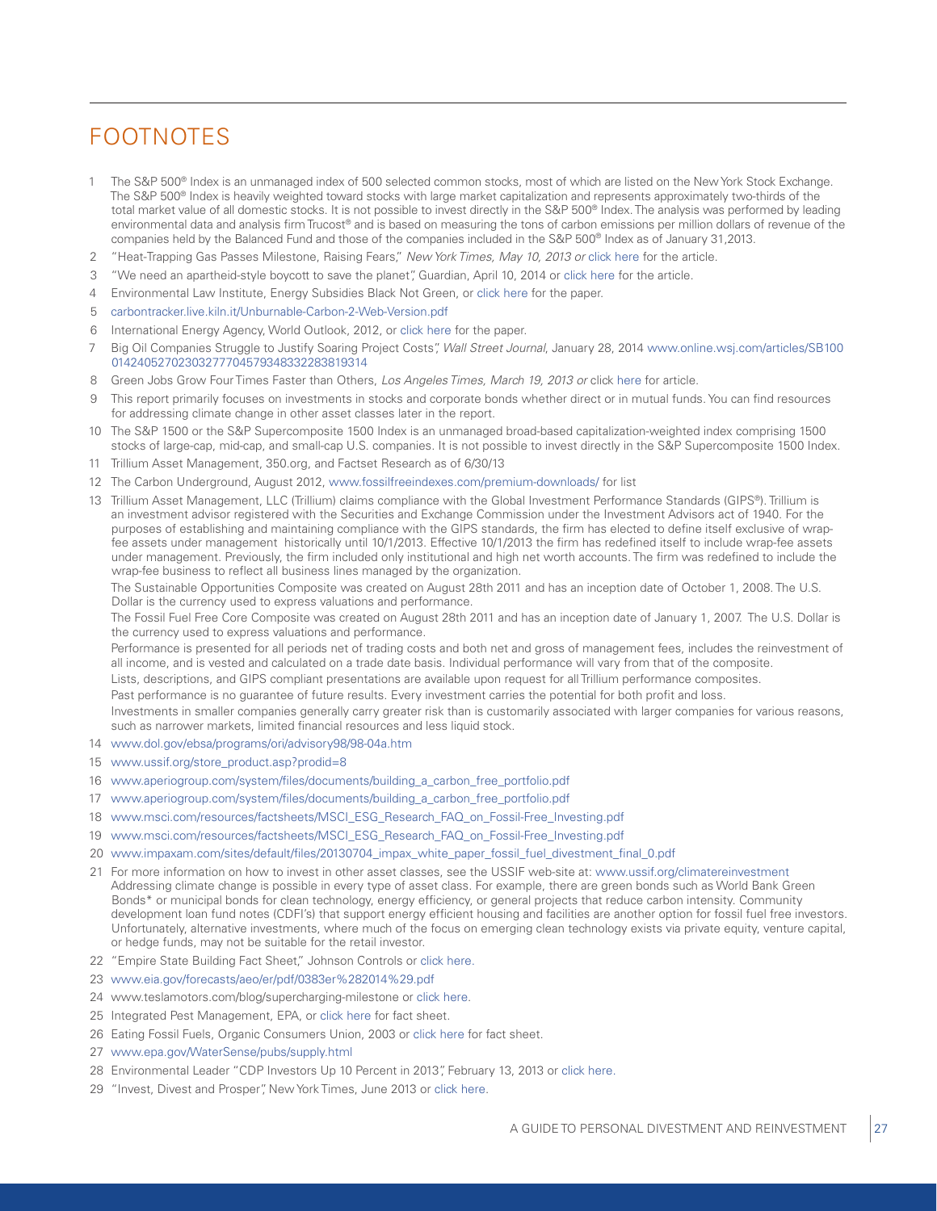# FOOTNOTES

1. The S&P 500® Index is an unmanaged index of 500 selected common stocks, most of which are listed on the New York Stock Exchange. The S&P 500® Index is heavily weighted toward stocks with large market capitalization and represents approximately two-thirds of the total market value of all domestic stocks. It is not possible to invest directly in the S&P 500® Index. The analysis was performed by leading environmental data and analysis firm Trucost® and is based on measuring the tons of carbon emissions per million dollars of revenue of the companies held by the Balanced Fund and those of the companies included in the S&P 500® Index as of January 31,2013.
2. "Heat-Trapping Gas Passes Milestone, Raising Fears," *New York Times, May 10, 2013 or* click here for the article.
3. "We need an apartheid-style boycott to save the planet", Guardian, April 10, 2014 or click here for the article.
4. Environmental Law Institute, Energy Subsidies Black Not Green, or click here for the paper.
5. carbontracker.live.kiln.it/Unburnable-Carbon-2-Web-Version.pdf
6. International Energy Agency, World Outlook, 2012, or click here for the paper.
7. Big Oil Companies Struggle to Justify Soaring Project Costs", *Wall Street Journal*, January 28, 2014 www.online.wsj.com/articles/SB10001424052702303277704579348332283819314
8. Green Jobs Grow Four Times Faster than Others, *Los Angeles Times, March 19, 2013 or* click here for article.
9. This report primarily focuses on investments in stocks and corporate bonds whether direct or in mutual funds. You can find resources for addressing climate change in other asset classes later in the report.
10. The S&P 1500 or the S&P Supercomposite 1500 Index is an unmanaged broad-based capitalization-weighted index comprising 1500 stocks of large-cap, mid-cap, and small-cap U.S. companies. It is not possible to invest directly in the S&P Supercomposite 1500 Index.
11. Trillium Asset Management, 350.org, and Factset Research as of 6/30/13
12. The Carbon Underground, August 2012, www.fossilfreeindexes.com/premium-downloads/ for list
13. Trillium Asset Management, LLC (Trillium) claims compliance with the Global Investment Performance Standards (GIPS®). Trillium is an investment advisor registered with the Securities and Exchange Commission under the Investment Advisors act of 1940. For the purposes of establishing and maintaining compliance with the GIPS standards, the firm has elected to define itself exclusive of wrap-fee assets under management historically until 10/1/2013. Effective 10/1/2013 the firm has redefined itself to include wrap-fee assets under management. Previously, the firm included only institutional and high net worth accounts. The firm was redefined to include the wrap-fee business to reflect all business lines managed by the organization.

    The Sustainable Opportunities Composite was created on August 28th 2011 and has an inception date of October 1, 2008. The U.S. Dollar is the currency used to express valuations and performance.

    The Fossil Fuel Free Core Composite was created on August 28th 2011 and has an inception date of January 1, 2007. The U.S. Dollar is the currency used to express valuations and performance.

    Performance is presented for all periods net of trading costs and both net and gross of management fees, includes the reinvestment of all income, and is vested and calculated on a trade date basis. Individual performance will vary from that of the composite.

    Lists, descriptions, and GIPS compliant presentations are available upon request for all Trillium performance composites.

    Past performance is no guarantee of future results. Every investment carries the potential for both profit and loss.

    Investments in smaller companies generally carry greater risk than is customarily associated with larger companies for various reasons, such as narrower markets, limited financial resources and less liquid stock.
14. www.dol.gov/ebsa/programs/ori/advisory98/98-04a.htm
15. www.ussif.org/store_product.asp?prodid=8
16. www.aperiogroup.com/system/files/documents/building_a_carbon_free_portfolio.pdf
17. www.aperiogroup.com/system/files/documents/building_a_carbon_free_portfolio.pdf
18. www.msci.com/resources/factsheets/MSCI_ESG_Research_FAQ_on_Fossil-Free_Investing.pdf
19. www.msci.com/resources/factsheets/MSCI_ESG_Research_FAQ_on_Fossil-Free_Investing.pdf
20. www.impaxam.com/sites/default/files/20130704_impax_white_paper_fossil_fuel_divestment_final_0.pdf
21. For more information on how to invest in other asset classes, see the USSIF web-site at: www.ussif.org/climatereinvestment Addressing climate change is possible in every type of asset class. For example, there are green bonds such as World Bank Green Bonds* or municipal bonds for clean technology, energy efficiency, or general projects that reduce carbon intensity. Community development loan fund notes (CDFI's) that support energy efficient housing and facilities are another option for fossil fuel free investors. Unfortunately, alternative investments, where much of the focus on emerging clean technology exists via private equity, venture capital, or hedge funds, may not be suitable for the retail investor.
22. "Empire State Building Fact Sheet," Johnson Controls or click here.
23. www.eia.gov/forecasts/aeo/er/pdf/0383er%282014%29.pdf
24. www.teslamotors.com/blog/supercharging-milestone or click here.
25. Integrated Pest Management, EPA, or click here for fact sheet.
26. Eating Fossil Fuels, Organic Consumers Union, 2003 or click here for fact sheet.
27. www.epa.gov/WaterSense/pubs/supply.html
28. Environmental Leader "CDP Investors Up 10 Percent in 2013", February 13, 2013 or click here.
29. "Invest, Divest and Prosper", New York Times, June 2013 or click here.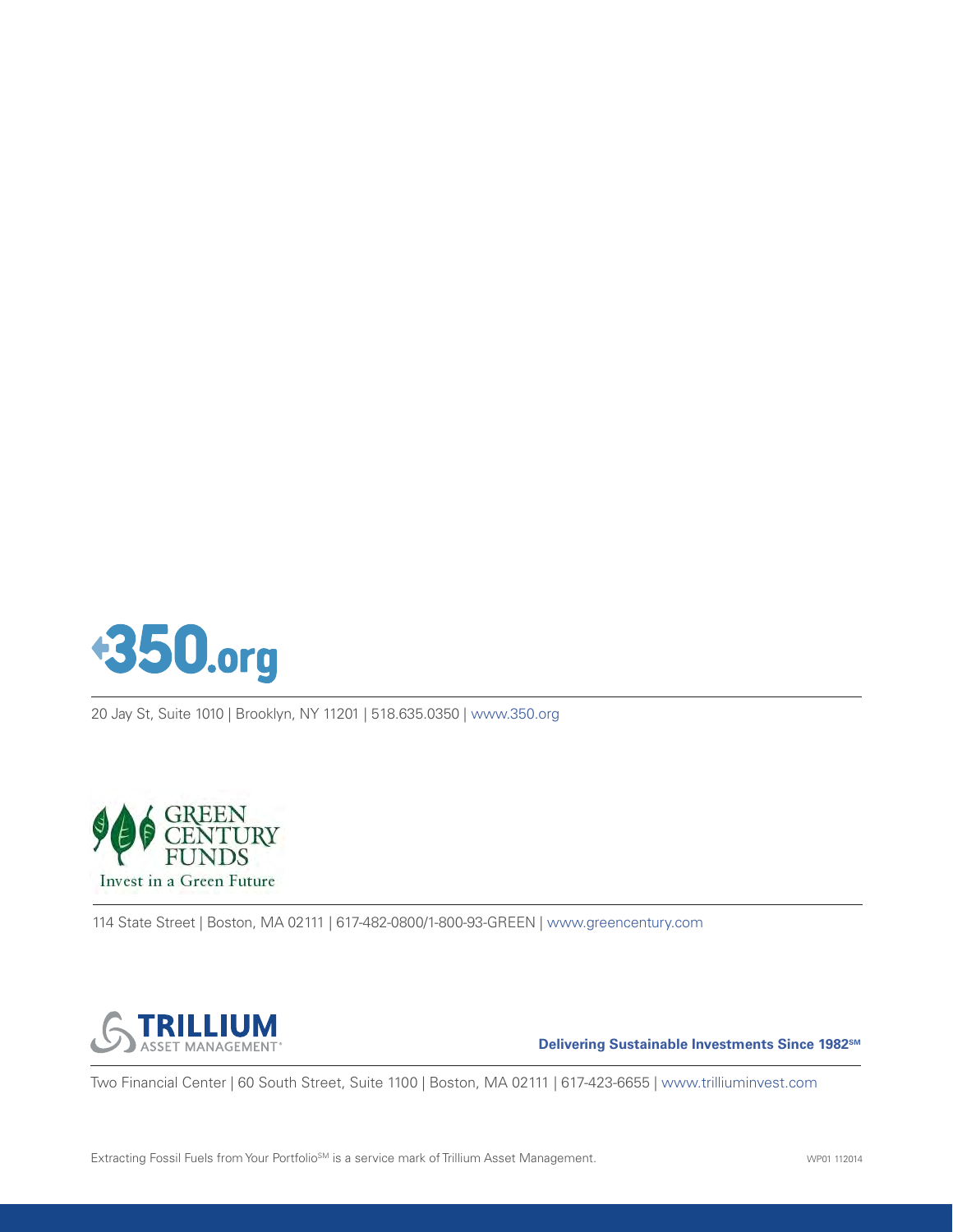350.org

20 Jay St, Suite 1010 | Brooklyn, NY 11201 | 518.635.0350 | www.350.org

GREEN CENTURY FUNDS

Invest in a Green Future

114 State Street | Boston, MA 02111 | 617-482-0800/1-800-93-GREEN | www.greencentury.com

TRILLIUM ASSET MANAGEMENT®

**Delivering Sustainable Investments Since 1982℠**

Two Financial Center | 60 South Street, Suite 1100 | Boston, MA 02111 | 617-423-6655 | www.trilliuminvest.com

Extracting Fossil Fuels from Your Portfolio℠ is a service mark of Trillium Asset Management.

WP01 112014